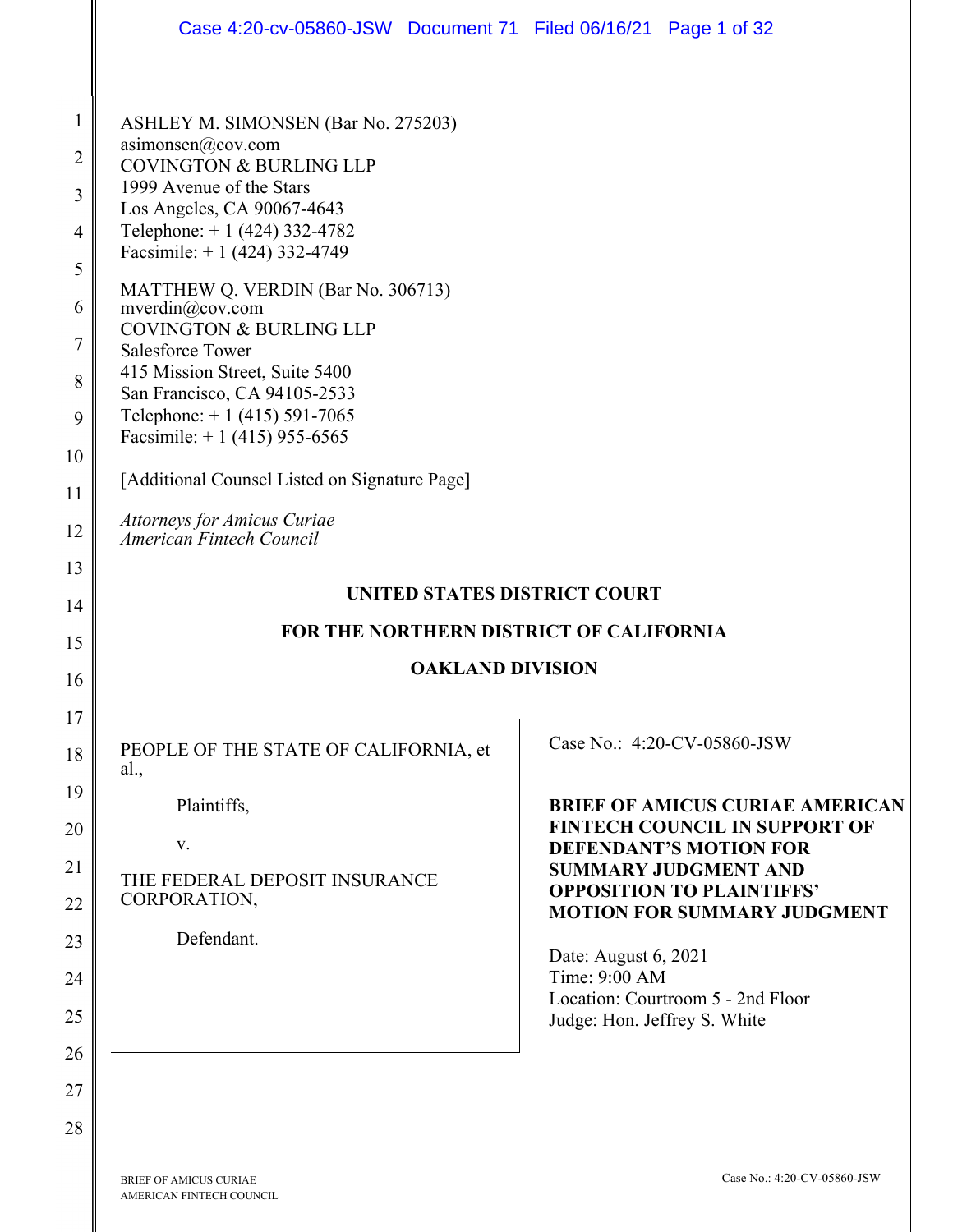ASHLEY M. SIMONSEN (Bar No. 275203)
asimonsen@cov.com
COVINGTON & BURLING LLP
1999 Avenue of the Stars
Los Angeles, CA 90067-4643
Telephone: + 1 (424) 332-4782
Facsimile: + 1 (424) 332-4749

MATTHEW Q. VERDIN (Bar No. 306713)
mverdin@cov.com
COVINGTON & BURLING LLP
Salesforce Tower
415 Mission Street, Suite 5400
San Francisco, CA 94105-2533
Telephone: + 1 (415) 591-7065
Facsimile: + 1 (415) 955-6565

[Additional Counsel Listed on Signature Page]

*Attorneys for Amicus Curiae*
*American Fintech Council*

**UNITED STATES DISTRICT COURT**

**FOR THE NORTHERN DISTRICT OF CALIFORNIA**

**OAKLAND DIVISION**

PEOPLE OF THE STATE OF CALIFORNIA, et al.,

Plaintiffs,

v.

THE FEDERAL DEPOSIT INSURANCE CORPORATION,

Defendant.

Case No.: 4:20-CV-05860-JSW

**BRIEF OF AMICUS CURIAE AMERICAN FINTECH COUNCIL IN SUPPORT OF DEFENDANT'S MOTION FOR SUMMARY JUDGMENT AND OPPOSITION TO PLAINTIFFS' MOTION FOR SUMMARY JUDGMENT**

Date: August 6, 2021
Time: 9:00 AM
Location: Courtroom 5 - 2nd Floor
Judge: Hon. Jeffrey S. White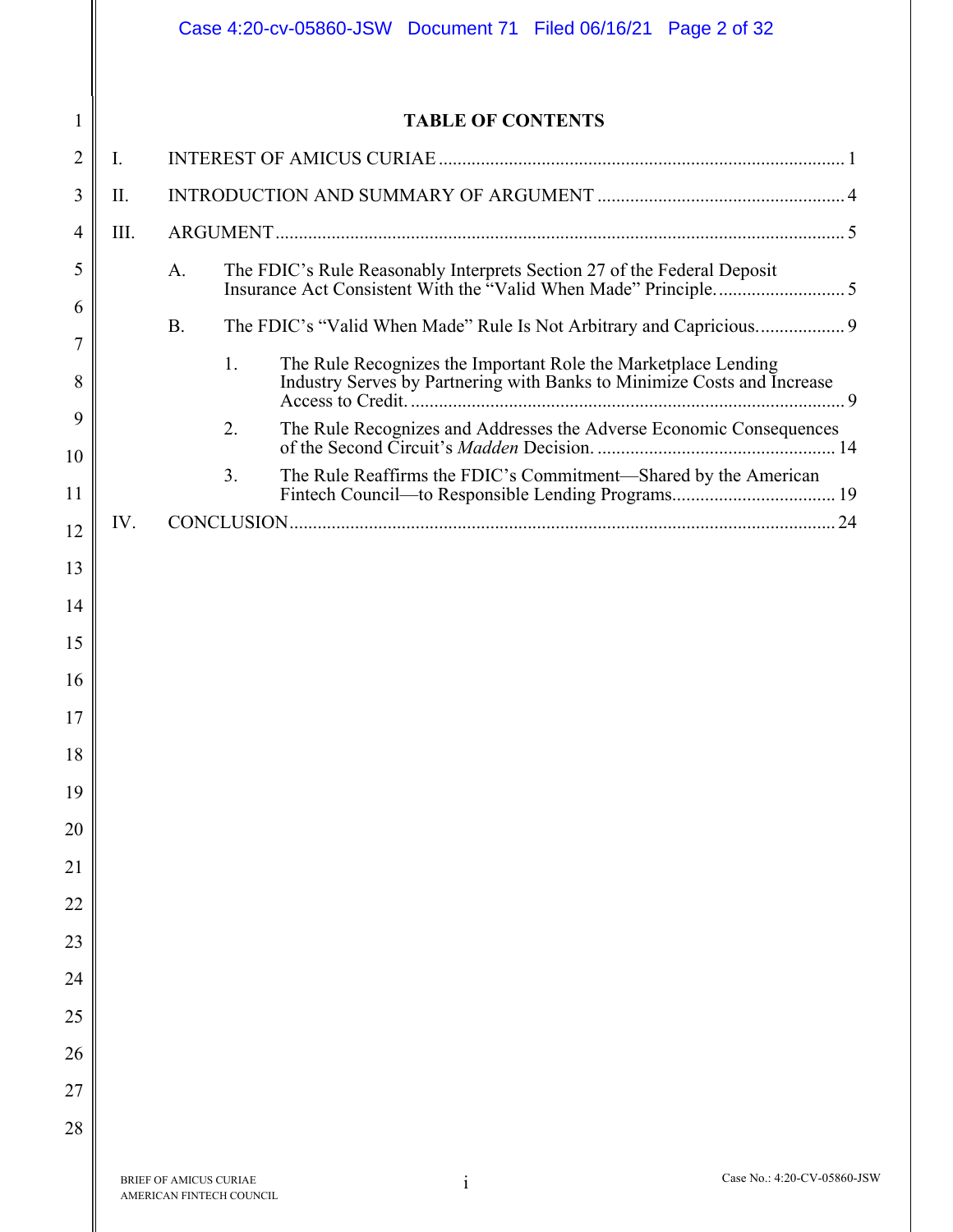# TABLE OF CONTENTS

I. INTEREST OF AMICUS CURIAE ........................................................................................ 1

II. INTRODUCTION AND SUMMARY OF ARGUMENT ..................................................... 4

III. ARGUMENT ......................................................................................................................... 5

A. The FDIC's Rule Reasonably Interprets Section 27 of the Federal Deposit Insurance Act Consistent With the "Valid When Made" Principle. ........................... 5

B. The FDIC's "Valid When Made" Rule Is Not Arbitrary and Capricious. .................. 9

1. The Rule Recognizes the Important Role the Marketplace Lending Industry Serves by Partnering with Banks to Minimize Costs and Increase Access to Credit. ............................................................................................ 9

2. The Rule Recognizes and Addresses the Adverse Economic Consequences of the Second Circuit's *Madden* Decision. .................................................. 14

3. The Rule Reaffirms the FDIC's Commitment—Shared by the American Fintech Council—to Responsible Lending Programs.................................. 19

IV. CONCLUSION .................................................................................................................... 24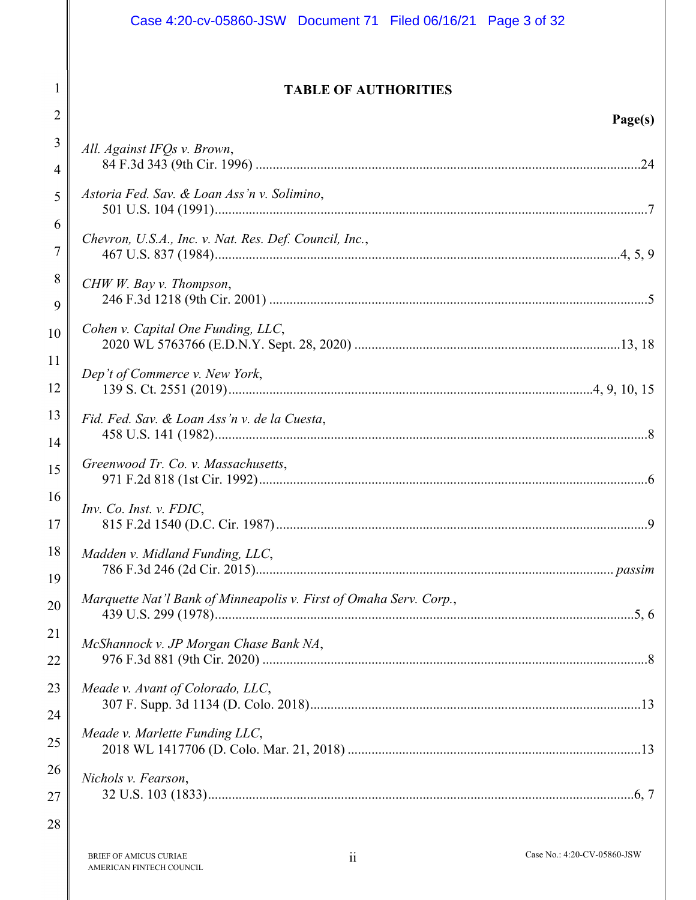## TABLE OF AUTHORITIES

**Page(s)**

*All. Against IFQs v. Brown*,
84 F.3d 343 (9th Cir. 1996) ....................24

*Astoria Fed. Sav. & Loan Ass'n v. Solimino*,
501 U.S. 104 (1991)....................7

*Chevron, U.S.A., Inc. v. Nat. Res. Def. Council, Inc.*,
467 U.S. 837 (1984)....................4, 5, 9

*CHW W. Bay v. Thompson*,
246 F.3d 1218 (9th Cir. 2001) ....................5

*Cohen v. Capital One Funding, LLC*,
2020 WL 5763766 (E.D.N.Y. Sept. 28, 2020) ....................13, 18

*Dep't of Commerce v. New York*,
139 S. Ct. 2551 (2019)....................4, 9, 10, 15

*Fid. Fed. Sav. & Loan Ass'n v. de la Cuesta*,
458 U.S. 141 (1982)....................8

*Greenwood Tr. Co. v. Massachusetts*,
971 F.2d 818 (1st Cir. 1992)....................6

*Inv. Co. Inst. v. FDIC*,
815 F.2d 1540 (D.C. Cir. 1987)....................9

*Madden v. Midland Funding, LLC*,
786 F.3d 246 (2d Cir. 2015).................... *passim*

*Marquette Nat'l Bank of Minneapolis v. First of Omaha Serv. Corp.*,
439 U.S. 299 (1978)....................5, 6

*McShannock v. JP Morgan Chase Bank NA*,
976 F.3d 881 (9th Cir. 2020) ....................8

*Meade v. Avant of Colorado, LLC*,
307 F. Supp. 3d 1134 (D. Colo. 2018)....................13

*Meade v. Marlette Funding LLC*,
2018 WL 1417706 (D. Colo. Mar. 21, 2018) ....................13

*Nichols v. Fearson*,
32 U.S. 103 (1833)....................6, 7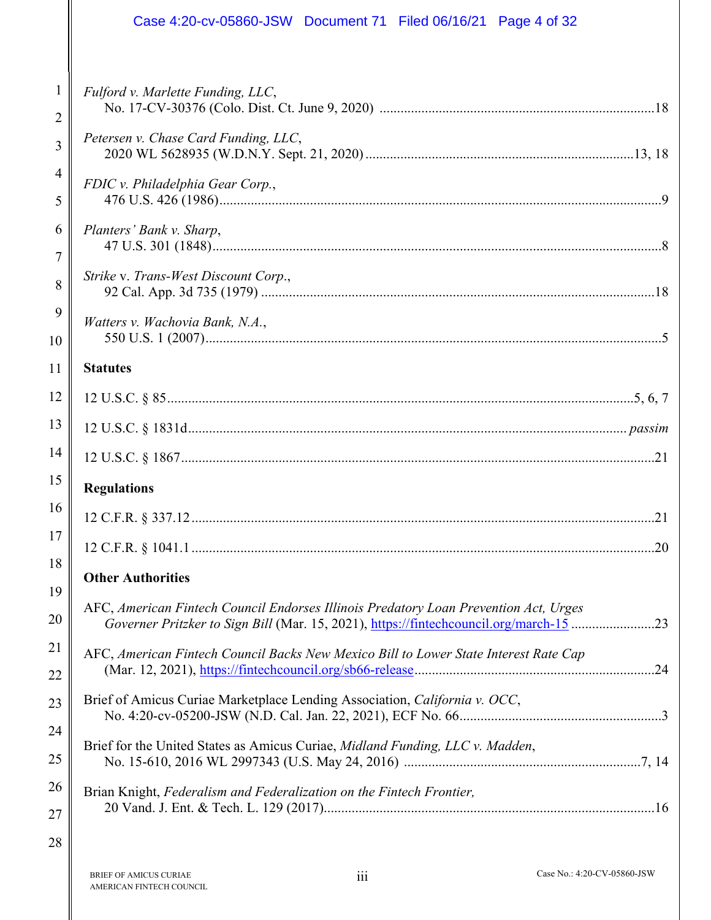*Fulford v. Marlette Funding, LLC*,
No. 17-CV-30376 (Colo. Dist. Ct. June 9, 2020) ....................................................................18

*Petersen v. Chase Card Funding, LLC*,
2020 WL 5628935 (W.D.N.Y. Sept. 21, 2020) ....................................................................13, 18

*FDIC v. Philadelphia Gear Corp.*,
476 U.S. 426 (1986)....................................................................................................................9

*Planters' Bank v. Sharp*,
47 U.S. 301 (1848)....................................................................................................................8

*Strike* v. *Trans-West Discount Corp.*,
92 Cal. App. 3d 735 (1979) ....................................................................................................18

*Watters v. Wachovia Bank, N.A.*,
550 U.S. 1 (2007)......................................................................................................................5

**Statutes**

12 U.S.C. § 85.......................................................................................................................5, 6, 7

12 U.S.C. § 1831d.............................................................................................................*passim*

12 U.S.C. § 1867......................................................................................................................21

**Regulations**

12 C.F.R. § 337.12....................................................................................................................21

12 C.F.R. § 1041.1 ....................................................................................................................20

**Other Authorities**

AFC, *American Fintech Council Endorses Illinois Predatory Loan Prevention Act, Urges Governer Pritzker to Sign Bill* (Mar. 15, 2021), https://fintechcouncil.org/march-15 ........................23

AFC, *American Fintech Council Backs New Mexico Bill to Lower State Interest Rate Cap* (Mar. 12, 2021), https://fintechcouncil.org/sb66-release....................................................................24

Brief of Amicus Curiae Marketplace Lending Association, *California v. OCC*,
No. 4:20-cv-05200-JSW (N.D. Cal. Jan. 22, 2021), ECF No. 66..........................................................3

Brief for the United States as Amicus Curiae, *Midland Funding, LLC v. Madden*,
No. 15-610, 2016 WL 2997343 (U.S. May 24, 2016) ....................................................................7, 14

Brian Knight, *Federalism and Federalization on the Fintech Frontier,*
20 Vand. J. Ent. & Tech. L. 129 (2017)..............................................................................16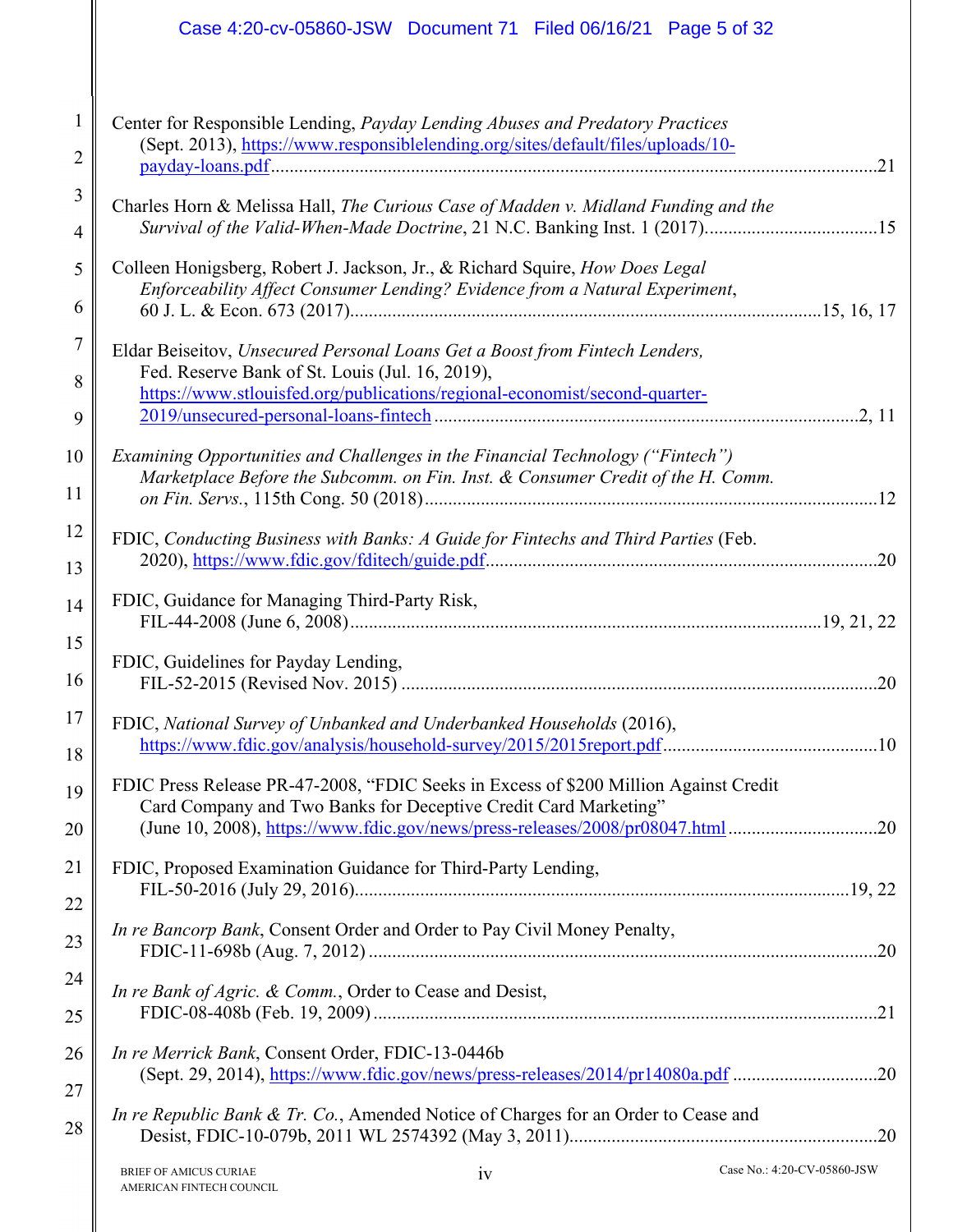Center for Responsible Lending, *Payday Lending Abuses and Predatory Practices* (Sept. 2013), https://www.responsiblelending.org/sites/default/files/uploads/10-payday-loans.pdf ....................21

Charles Horn & Melissa Hall, *The Curious Case of Madden v. Midland Funding and the Survival of the Valid-When-Made Doctrine*, 21 N.C. Banking Inst. 1 (2017)....................15

Colleen Honigsberg, Robert J. Jackson, Jr., & Richard Squire, *How Does Legal Enforceability Affect Consumer Lending? Evidence from a Natural Experiment*, 60 J. L. & Econ. 673 (2017)....................15, 16, 17

Eldar Beiseitov, *Unsecured Personal Loans Get a Boost from Fintech Lenders,* Fed. Reserve Bank of St. Louis (Jul. 16, 2019), https://www.stlouisfed.org/publications/regional-economist/second-quarter-2019/unsecured-personal-loans-fintech ....................2, 11

*Examining Opportunities and Challenges in the Financial Technology ("Fintech") Marketplace Before the Subcomm. on Fin. Inst. & Consumer Credit of the H. Comm. on Fin. Servs.*, 115th Cong. 50 (2018)....................12

FDIC, *Conducting Business with Banks: A Guide for Fintechs and Third Parties* (Feb. 2020), https://www.fdic.gov/fditech/guide.pdf....................20

FDIC, Guidance for Managing Third-Party Risk, FIL-44-2008 (June 6, 2008)....................19, 21, 22

FDIC, Guidelines for Payday Lending, FIL-52-2015 (Revised Nov. 2015) ....................20

FDIC, *National Survey of Unbanked and Underbanked Households* (2016), https://www.fdic.gov/analysis/household-survey/2015/2015report.pdf....................10

FDIC Press Release PR-47-2008, "FDIC Seeks in Excess of $200 Million Against Credit Card Company and Two Banks for Deceptive Credit Card Marketing" (June 10, 2008), https://www.fdic.gov/news/press-releases/2008/pr08047.html ....................20

FDIC, Proposed Examination Guidance for Third-Party Lending, FIL-50-2016 (July 29, 2016)....................19, 22

*In re Bancorp Bank*, Consent Order and Order to Pay Civil Money Penalty, FDIC-11-698b (Aug. 7, 2012) ....................20

*In re Bank of Agric. & Comm.*, Order to Cease and Desist, FDIC-08-408b (Feb. 19, 2009) ....................21

*In re Merrick Bank*, Consent Order, FDIC-13-0446b (Sept. 29, 2014), https://www.fdic.gov/news/press-releases/2014/pr14080a.pdf ....................20

*In re Republic Bank & Tr. Co.*, Amended Notice of Charges for an Order to Cease and Desist, FDIC-10-079b, 2011 WL 2574392 (May 3, 2011)....................20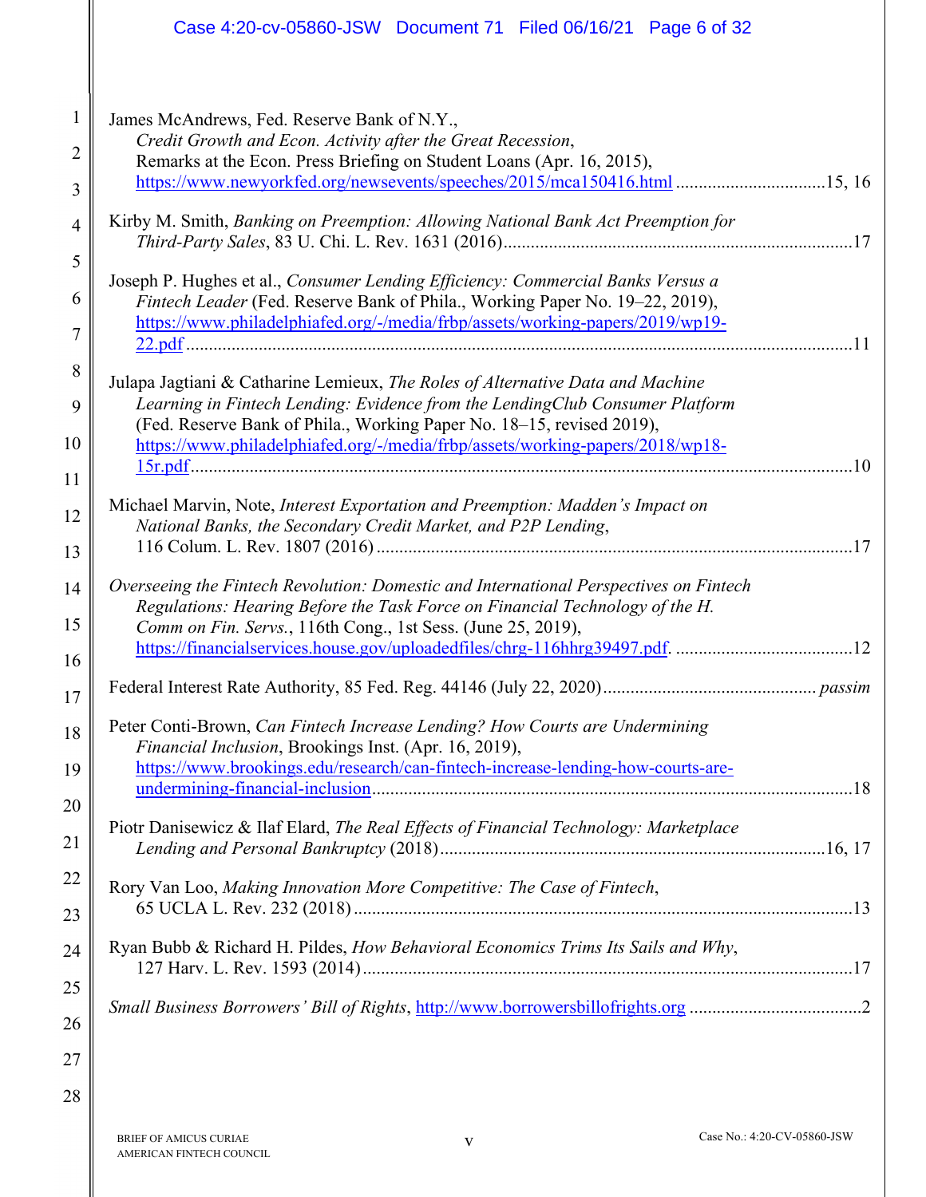James McAndrews, Fed. Reserve Bank of N.Y., *Credit Growth and Econ. Activity after the Great Recession*, Remarks at the Econ. Press Briefing on Student Loans (Apr. 16, 2015), https://www.newyorkfed.org/newsevents/speeches/2015/mca150416.html ................................15, 16

Kirby M. Smith, *Banking on Preemption: Allowing National Bank Act Preemption for Third-Party Sales*, 83 U. Chi. L. Rev. 1631 (2016)............................................................................17

Joseph P. Hughes et al., *Consumer Lending Efficiency: Commercial Banks Versus a Fintech Leader* (Fed. Reserve Bank of Phila., Working Paper No. 19–22, 2019), https://www.philadelphiafed.org/-/media/frbp/assets/working-papers/2019/wp19-22.pdf ..................................................................................................................................11

Julapa Jagtiani & Catharine Lemieux, *The Roles of Alternative Data and Machine Learning in Fintech Lending: Evidence from the LendingClub Consumer Platform* (Fed. Reserve Bank of Phila., Working Paper No. 18–15, revised 2019), https://www.philadelphiafed.org/-/media/frbp/assets/working-papers/2018/wp18-15r.pdf..................................................................................................................................10

Michael Marvin, Note, *Interest Exportation and Preemption: Madden's Impact on National Banks, the Secondary Credit Market, and P2P Lending*, 116 Colum. L. Rev. 1807 (2016) ........................................................................................................17

*Overseeing the Fintech Revolution: Domestic and International Perspectives on Fintech Regulations: Hearing Before the Task Force on Financial Technology of the H. Comm on Fin. Servs.*, 116th Cong., 1st Sess. (June 25, 2019), https://financialservices.house.gov/uploadedfiles/chrg-116hhrg39497.pdf. .......................................12

Federal Interest Rate Authority, 85 Fed. Reg. 44146 (July 22, 2020).............................................. *passim*

Peter Conti-Brown, *Can Fintech Increase Lending? How Courts are Undermining Financial Inclusion*, Brookings Inst. (Apr. 16, 2019), https://www.brookings.edu/research/can-fintech-increase-lending-how-courts-are-undermining-financial-inclusion..........................................................................................................18

Piotr Danisewicz & Ilaf Elard, *The Real Effects of Financial Technology: Marketplace Lending and Personal Bankruptcy* (2018).....................................................................................16, 17

Rory Van Loo, *Making Innovation More Competitive: The Case of Fintech*, 65 UCLA L. Rev. 232 (2018)..............................................................................................................13

Ryan Bubb & Richard H. Pildes, *How Behavioral Economics Trims Its Sails and Why*, 127 Harv. L. Rev. 1593 (2014)............................................................................................................17

*Small Business Borrowers' Bill of Rights*, http://www.borrowersbillofrights.org ......................................2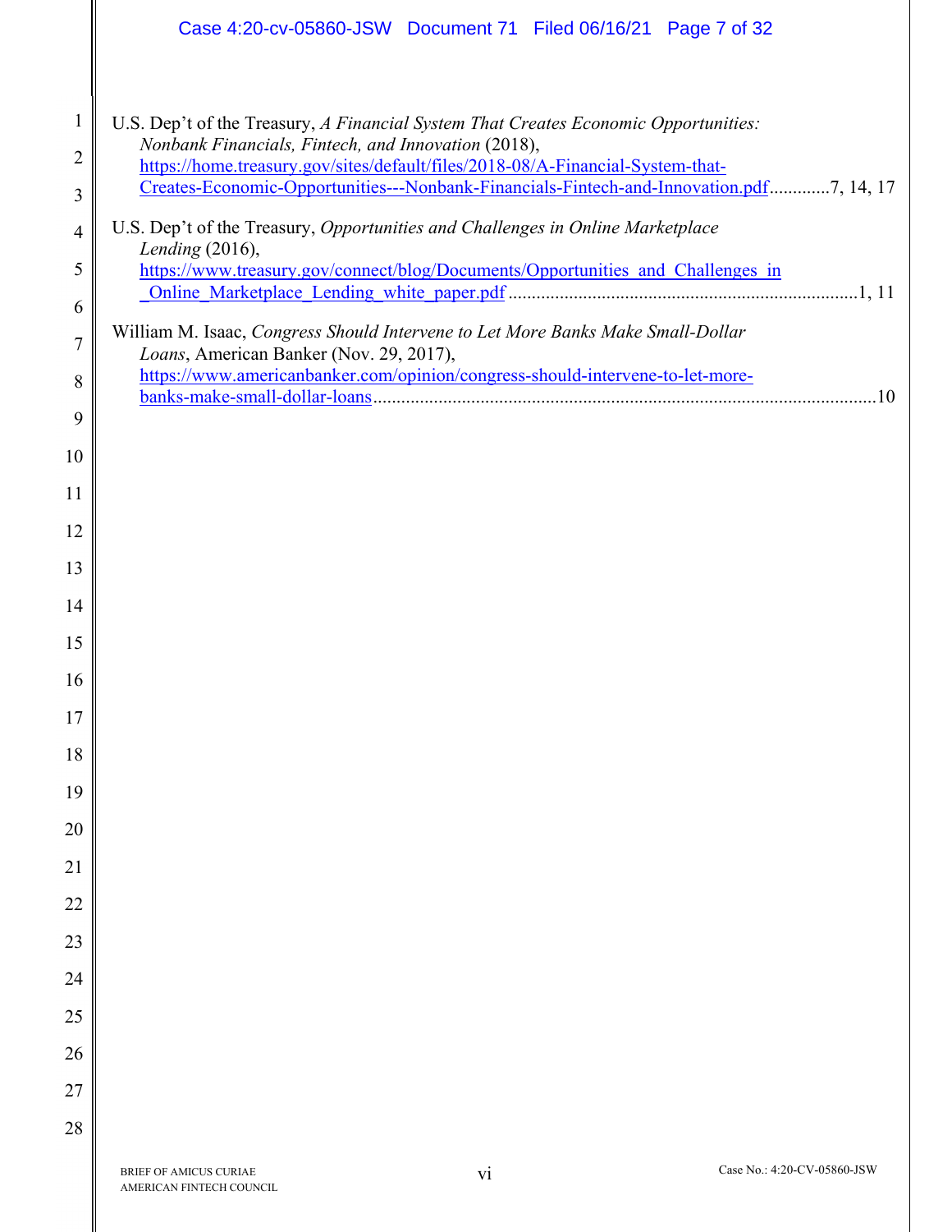U.S. Dep't of the Treasury, *A Financial System That Creates Economic Opportunities: Nonbank Financials, Fintech, and Innovation* (2018), https://home.treasury.gov/sites/default/files/2018-08/A-Financial-System-that-Creates-Economic-Opportunities---Nonbank-Financials-Fintech-and-Innovation.pdf.............7, 14, 17

U.S. Dep't of the Treasury, *Opportunities and Challenges in Online Marketplace Lending* (2016), https://www.treasury.gov/connect/blog/Documents/Opportunities_and_Challenges_in_Online_Marketplace_Lending_white_paper.pdf ...........................................................................1, 11

William M. Isaac, *Congress Should Intervene to Let More Banks Make Small-Dollar Loans*, American Banker (Nov. 29, 2017), https://www.americanbanker.com/opinion/congress-should-intervene-to-let-more-banks-make-small-dollar-loans...........................................................................................................10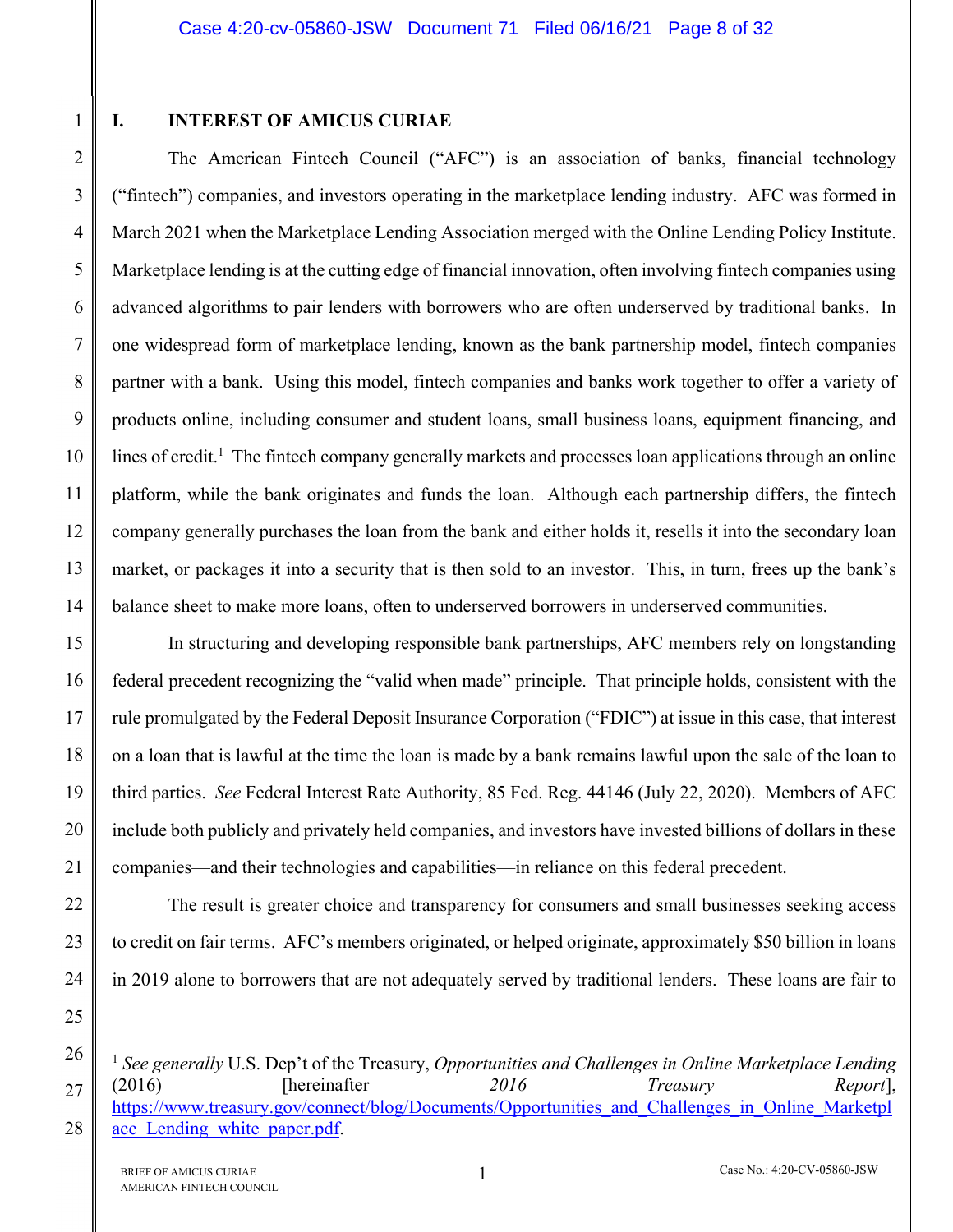## I. INTEREST OF AMICUS CURIAE

The American Fintech Council ("AFC") is an association of banks, financial technology ("fintech") companies, and investors operating in the marketplace lending industry. AFC was formed in March 2021 when the Marketplace Lending Association merged with the Online Lending Policy Institute. Marketplace lending is at the cutting edge of financial innovation, often involving fintech companies using advanced algorithms to pair lenders with borrowers who are often underserved by traditional banks. In one widespread form of marketplace lending, known as the bank partnership model, fintech companies partner with a bank. Using this model, fintech companies and banks work together to offer a variety of products online, including consumer and student loans, small business loans, equipment financing, and lines of credit.[1] The fintech company generally markets and processes loan applications through an online platform, while the bank originates and funds the loan. Although each partnership differs, the fintech company generally purchases the loan from the bank and either holds it, resells it into the secondary loan market, or packages it into a security that is then sold to an investor. This, in turn, frees up the bank's balance sheet to make more loans, often to underserved borrowers in underserved communities.

In structuring and developing responsible bank partnerships, AFC members rely on longstanding federal precedent recognizing the "valid when made" principle. That principle holds, consistent with the rule promulgated by the Federal Deposit Insurance Corporation ("FDIC") at issue in this case, that interest on a loan that is lawful at the time the loan is made by a bank remains lawful upon the sale of the loan to third parties. *See* Federal Interest Rate Authority, 85 Fed. Reg. 44146 (July 22, 2020). Members of AFC include both publicly and privately held companies, and investors have invested billions of dollars in these companies—and their technologies and capabilities—in reliance on this federal precedent.

The result is greater choice and transparency for consumers and small businesses seeking access to credit on fair terms. AFC's members originated, or helped originate, approximately $50 billion in loans in 2019 alone to borrowers that are not adequately served by traditional lenders. These loans are fair to

---

[1] *See generally* U.S. Dep't of the Treasury, *Opportunities and Challenges in Online Marketplace Lending* (2016) [hereinafter *2016 Treasury Report*], https://www.treasury.gov/connect/blog/Documents/Opportunities_and_Challenges_in_Online_Marketplace_Lending_white_paper.pdf.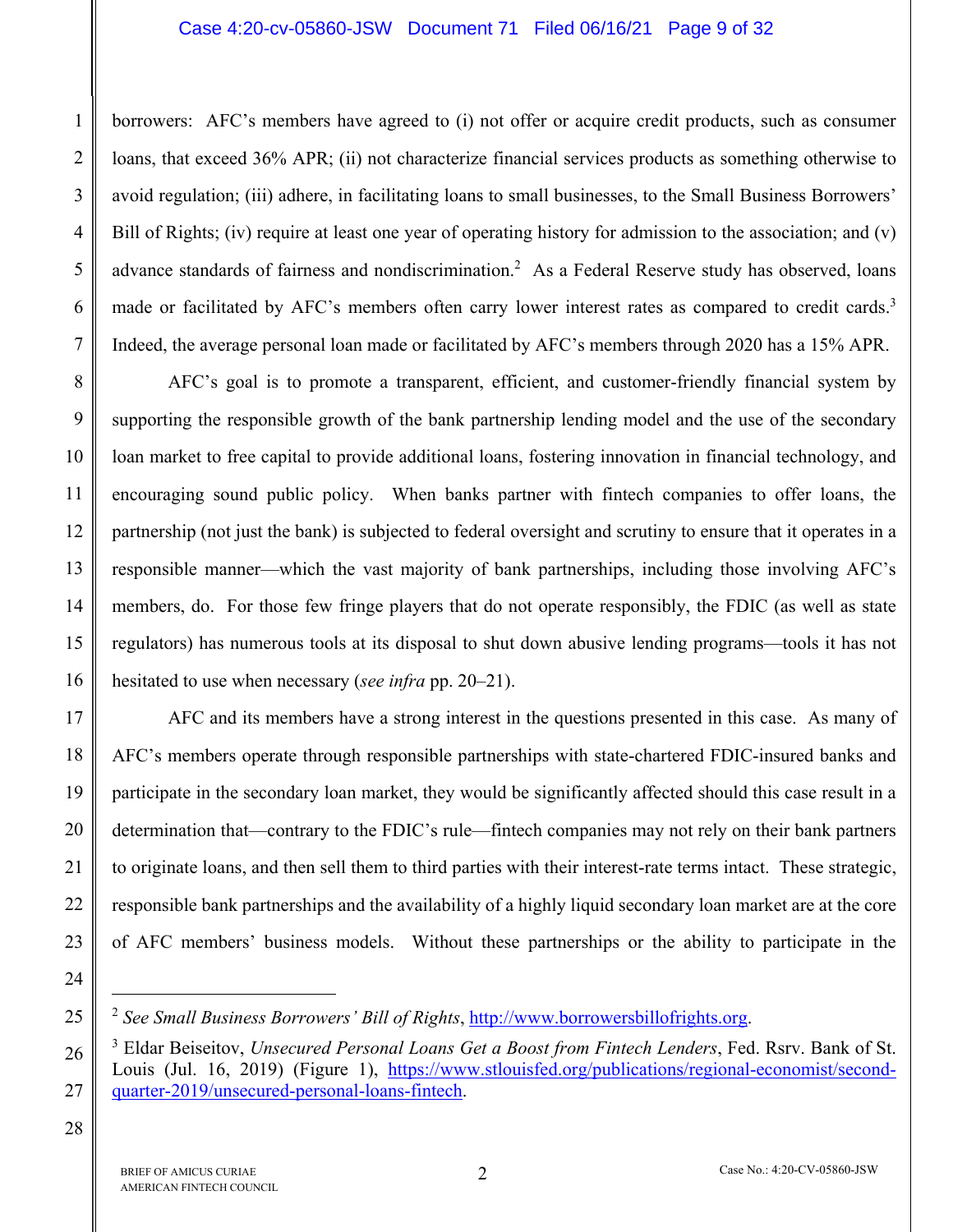borrowers: AFC's members have agreed to (i) not offer or acquire credit products, such as consumer loans, that exceed 36% APR; (ii) not characterize financial services products as something otherwise to avoid regulation; (iii) adhere, in facilitating loans to small businesses, to the Small Business Borrowers' Bill of Rights; (iv) require at least one year of operating history for admission to the association; and (v) advance standards of fairness and nondiscrimination.[2] As a Federal Reserve study has observed, loans made or facilitated by AFC's members often carry lower interest rates as compared to credit cards.[3] Indeed, the average personal loan made or facilitated by AFC's members through 2020 has a 15% APR.

AFC's goal is to promote a transparent, efficient, and customer-friendly financial system by supporting the responsible growth of the bank partnership lending model and the use of the secondary loan market to free capital to provide additional loans, fostering innovation in financial technology, and encouraging sound public policy. When banks partner with fintech companies to offer loans, the partnership (not just the bank) is subjected to federal oversight and scrutiny to ensure that it operates in a responsible manner—which the vast majority of bank partnerships, including those involving AFC's members, do. For those few fringe players that do not operate responsibly, the FDIC (as well as state regulators) has numerous tools at its disposal to shut down abusive lending programs—tools it has not hesitated to use when necessary (*see infra* pp. 20–21).

AFC and its members have a strong interest in the questions presented in this case. As many of AFC's members operate through responsible partnerships with state-chartered FDIC-insured banks and participate in the secondary loan market, they would be significantly affected should this case result in a determination that—contrary to the FDIC's rule—fintech companies may not rely on their bank partners to originate loans, and then sell them to third parties with their interest-rate terms intact. These strategic, responsible bank partnerships and the availability of a highly liquid secondary loan market are at the core of AFC members' business models. Without these partnerships or the ability to participate in the

---

[2] *See Small Business Borrowers' Bill of Rights*, http://www.borrowersbillofrights.org.

[3] Eldar Beiseitov, *Unsecured Personal Loans Get a Boost from Fintech Lenders*, Fed. Rsrv. Bank of St. Louis (Jul. 16, 2019) (Figure 1), https://www.stlouisfed.org/publications/regional-economist/second-quarter-2019/unsecured-personal-loans-fintech.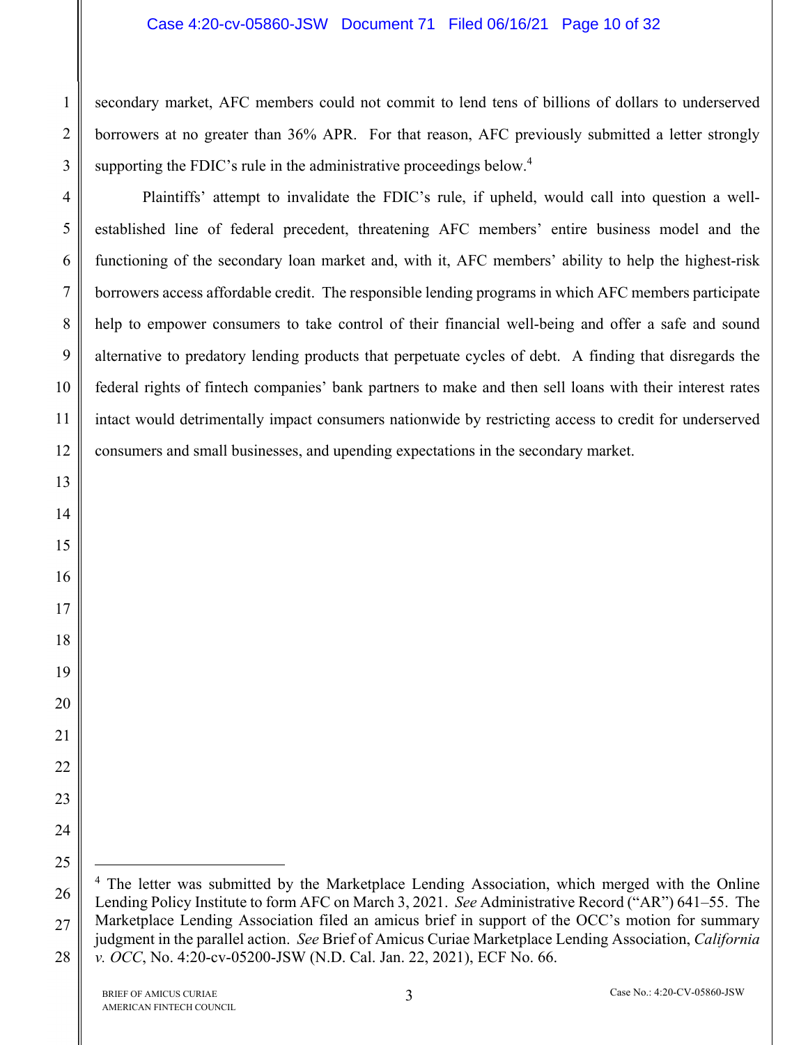secondary market, AFC members could not commit to lend tens of billions of dollars to underserved borrowers at no greater than 36% APR. For that reason, AFC previously submitted a letter strongly supporting the FDIC's rule in the administrative proceedings below.[4]

Plaintiffs' attempt to invalidate the FDIC's rule, if upheld, would call into question a well-established line of federal precedent, threatening AFC members' entire business model and the functioning of the secondary loan market and, with it, AFC members' ability to help the highest-risk borrowers access affordable credit. The responsible lending programs in which AFC members participate help to empower consumers to take control of their financial well-being and offer a safe and sound alternative to predatory lending products that perpetuate cycles of debt. A finding that disregards the federal rights of fintech companies' bank partners to make and then sell loans with their interest rates intact would detrimentally impact consumers nationwide by restricting access to credit for underserved consumers and small businesses, and upending expectations in the secondary market.

---

[4] The letter was submitted by the Marketplace Lending Association, which merged with the Online Lending Policy Institute to form AFC on March 3, 2021. *See* Administrative Record ("AR") 641–55. The Marketplace Lending Association filed an amicus brief in support of the OCC's motion for summary judgment in the parallel action. *See* Brief of Amicus Curiae Marketplace Lending Association, *California v. OCC*, No. 4:20-cv-05200-JSW (N.D. Cal. Jan. 22, 2021), ECF No. 66.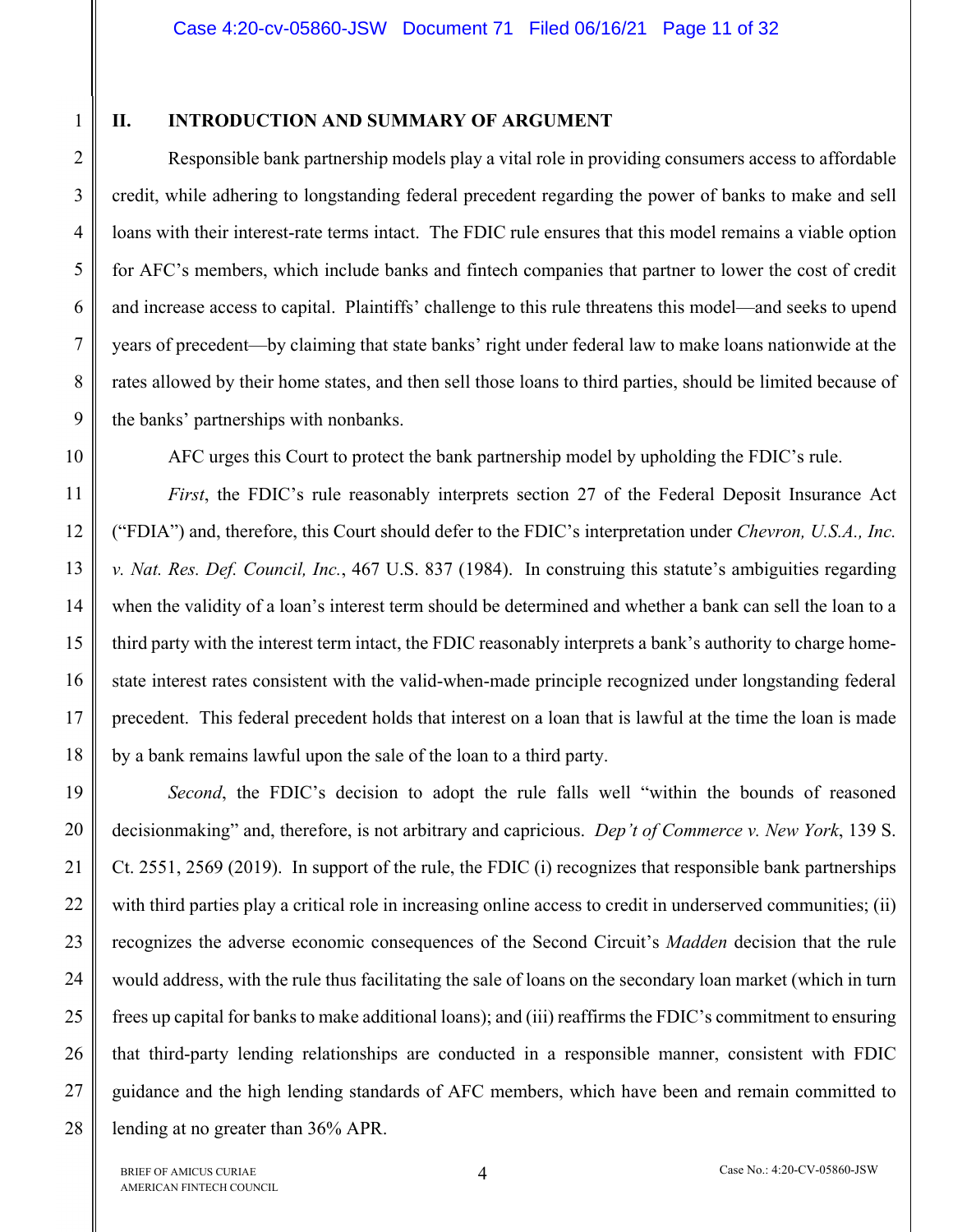## II. INTRODUCTION AND SUMMARY OF ARGUMENT

Responsible bank partnership models play a vital role in providing consumers access to affordable credit, while adhering to longstanding federal precedent regarding the power of banks to make and sell loans with their interest-rate terms intact. The FDIC rule ensures that this model remains a viable option for AFC's members, which include banks and fintech companies that partner to lower the cost of credit and increase access to capital. Plaintiffs' challenge to this rule threatens this model—and seeks to upend years of precedent—by claiming that state banks' right under federal law to make loans nationwide at the rates allowed by their home states, and then sell those loans to third parties, should be limited because of the banks' partnerships with nonbanks.

AFC urges this Court to protect the bank partnership model by upholding the FDIC's rule.

*First*, the FDIC's rule reasonably interprets section 27 of the Federal Deposit Insurance Act ("FDIA") and, therefore, this Court should defer to the FDIC's interpretation under *Chevron, U.S.A., Inc. v. Nat. Res. Def. Council, Inc.*, 467 U.S. 837 (1984). In construing this statute's ambiguities regarding when the validity of a loan's interest term should be determined and whether a bank can sell the loan to a third party with the interest term intact, the FDIC reasonably interprets a bank's authority to charge home-state interest rates consistent with the valid-when-made principle recognized under longstanding federal precedent. This federal precedent holds that interest on a loan that is lawful at the time the loan is made by a bank remains lawful upon the sale of the loan to a third party.

*Second*, the FDIC's decision to adopt the rule falls well "within the bounds of reasoned decisionmaking" and, therefore, is not arbitrary and capricious. *Dep't of Commerce v. New York*, 139 S. Ct. 2551, 2569 (2019). In support of the rule, the FDIC (i) recognizes that responsible bank partnerships with third parties play a critical role in increasing online access to credit in underserved communities; (ii) recognizes the adverse economic consequences of the Second Circuit's *Madden* decision that the rule would address, with the rule thus facilitating the sale of loans on the secondary loan market (which in turn frees up capital for banks to make additional loans); and (iii) reaffirms the FDIC's commitment to ensuring that third-party lending relationships are conducted in a responsible manner, consistent with FDIC guidance and the high lending standards of AFC members, which have been and remain committed to lending at no greater than 36% APR.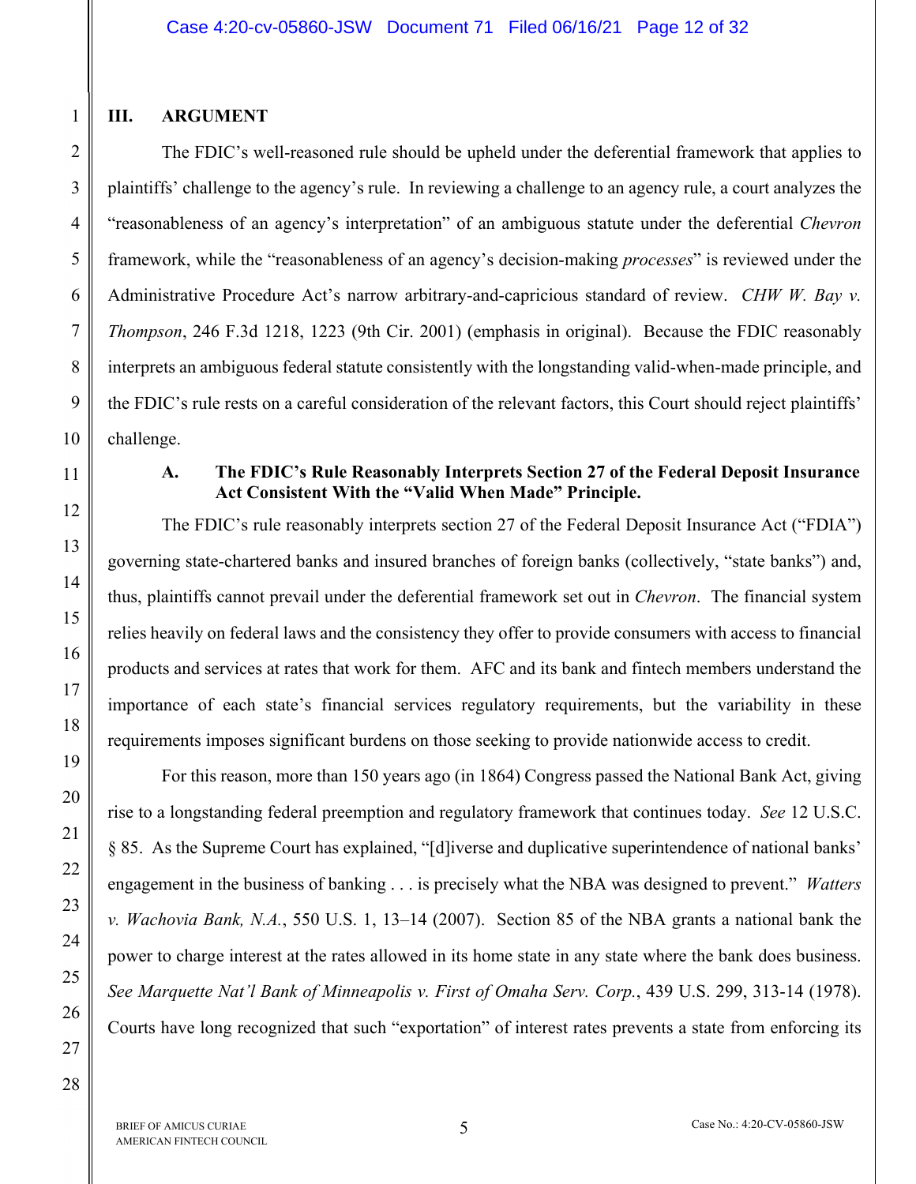## III. ARGUMENT

The FDIC's well-reasoned rule should be upheld under the deferential framework that applies to plaintiffs' challenge to the agency's rule. In reviewing a challenge to an agency rule, a court analyzes the "reasonableness of an agency's interpretation" of an ambiguous statute under the deferential *Chevron* framework, while the "reasonableness of an agency's decision-making *processes*" is reviewed under the Administrative Procedure Act's narrow arbitrary-and-capricious standard of review. *CHW W. Bay v. Thompson*, 246 F.3d 1218, 1223 (9th Cir. 2001) (emphasis in original). Because the FDIC reasonably interprets an ambiguous federal statute consistently with the longstanding valid-when-made principle, and the FDIC's rule rests on a careful consideration of the relevant factors, this Court should reject plaintiffs' challenge.

### A. The FDIC's Rule Reasonably Interprets Section 27 of the Federal Deposit Insurance Act Consistent With the "Valid When Made" Principle.

The FDIC's rule reasonably interprets section 27 of the Federal Deposit Insurance Act ("FDIA") governing state-chartered banks and insured branches of foreign banks (collectively, "state banks") and, thus, plaintiffs cannot prevail under the deferential framework set out in *Chevron*. The financial system relies heavily on federal laws and the consistency they offer to provide consumers with access to financial products and services at rates that work for them. AFC and its bank and fintech members understand the importance of each state's financial services regulatory requirements, but the variability in these requirements imposes significant burdens on those seeking to provide nationwide access to credit.

For this reason, more than 150 years ago (in 1864) Congress passed the National Bank Act, giving rise to a longstanding federal preemption and regulatory framework that continues today. *See* 12 U.S.C. § 85. As the Supreme Court has explained, "[d]iverse and duplicative superintendence of national banks' engagement in the business of banking . . . is precisely what the NBA was designed to prevent." *Watters v. Wachovia Bank, N.A.*, 550 U.S. 1, 13–14 (2007). Section 85 of the NBA grants a national bank the power to charge interest at the rates allowed in its home state in any state where the bank does business. *See Marquette Nat'l Bank of Minneapolis v. First of Omaha Serv. Corp.*, 439 U.S. 299, 313-14 (1978). Courts have long recognized that such "exportation" of interest rates prevents a state from enforcing its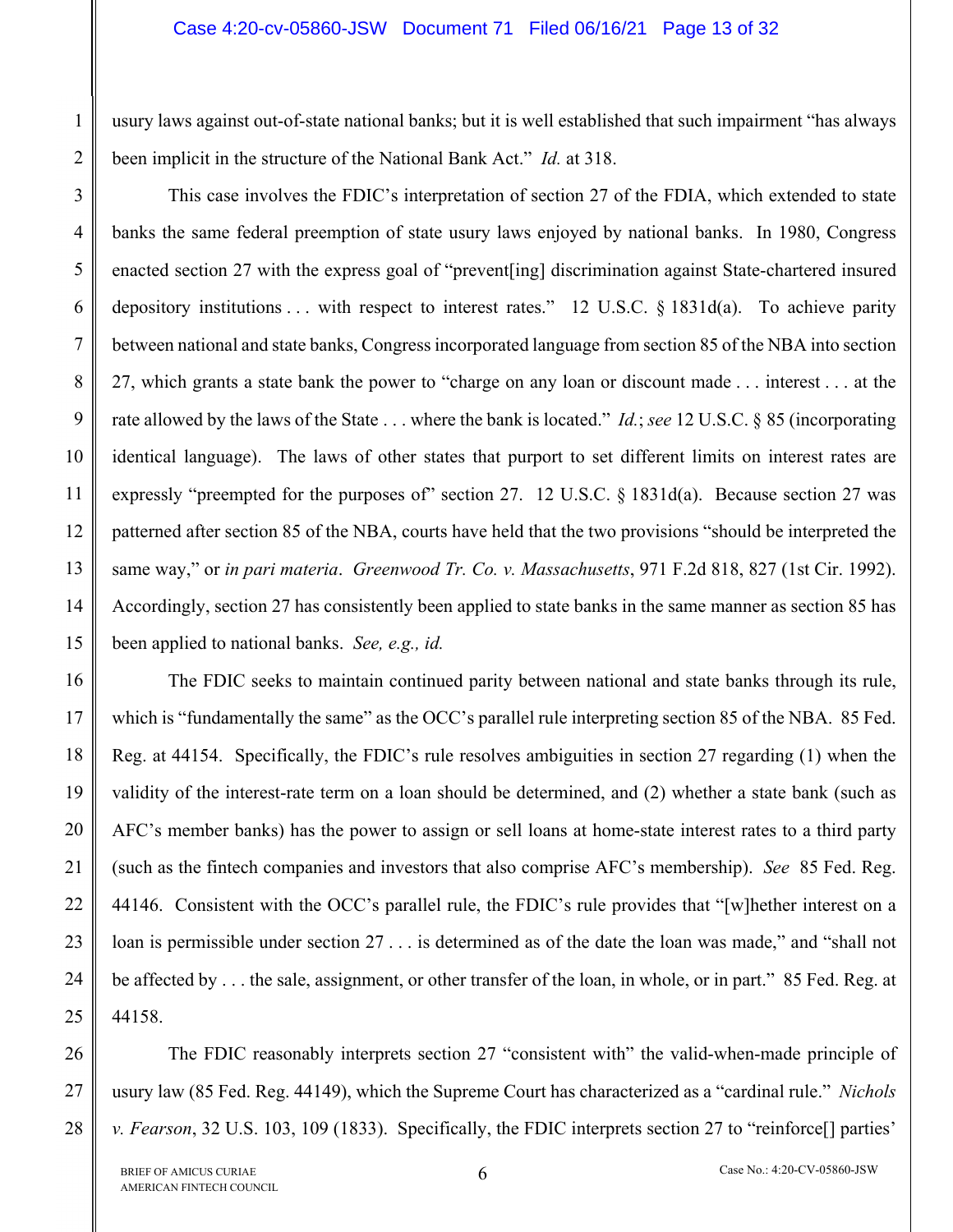usury laws against out-of-state national banks; but it is well established that such impairment "has always been implicit in the structure of the National Bank Act." *Id.* at 318.

This case involves the FDIC's interpretation of section 27 of the FDIA, which extended to state banks the same federal preemption of state usury laws enjoyed by national banks. In 1980, Congress enacted section 27 with the express goal of "prevent[ing] discrimination against State-chartered insured depository institutions . . . with respect to interest rates." 12 U.S.C. § 1831d(a). To achieve parity between national and state banks, Congress incorporated language from section 85 of the NBA into section 27, which grants a state bank the power to "charge on any loan or discount made . . . interest . . . at the rate allowed by the laws of the State . . . where the bank is located." *Id.*; *see* 12 U.S.C. § 85 (incorporating identical language). The laws of other states that purport to set different limits on interest rates are expressly "preempted for the purposes of" section 27. 12 U.S.C. § 1831d(a). Because section 27 was patterned after section 85 of the NBA, courts have held that the two provisions "should be interpreted the same way," or *in pari materia*. *Greenwood Tr. Co. v. Massachusetts*, 971 F.2d 818, 827 (1st Cir. 1992). Accordingly, section 27 has consistently been applied to state banks in the same manner as section 85 has been applied to national banks. *See, e.g., id.*

The FDIC seeks to maintain continued parity between national and state banks through its rule, which is "fundamentally the same" as the OCC's parallel rule interpreting section 85 of the NBA. 85 Fed. Reg. at 44154. Specifically, the FDIC's rule resolves ambiguities in section 27 regarding (1) when the validity of the interest-rate term on a loan should be determined, and (2) whether a state bank (such as AFC's member banks) has the power to assign or sell loans at home-state interest rates to a third party (such as the fintech companies and investors that also comprise AFC's membership). *See* 85 Fed. Reg. 44146. Consistent with the OCC's parallel rule, the FDIC's rule provides that "[w]hether interest on a loan is permissible under section 27 . . . is determined as of the date the loan was made," and "shall not be affected by . . . the sale, assignment, or other transfer of the loan, in whole, or in part." 85 Fed. Reg. at 44158.

The FDIC reasonably interprets section 27 "consistent with" the valid-when-made principle of usury law (85 Fed. Reg. 44149), which the Supreme Court has characterized as a "cardinal rule." *Nichols v. Fearson*, 32 U.S. 103, 109 (1833). Specifically, the FDIC interprets section 27 to "reinforce[] parties'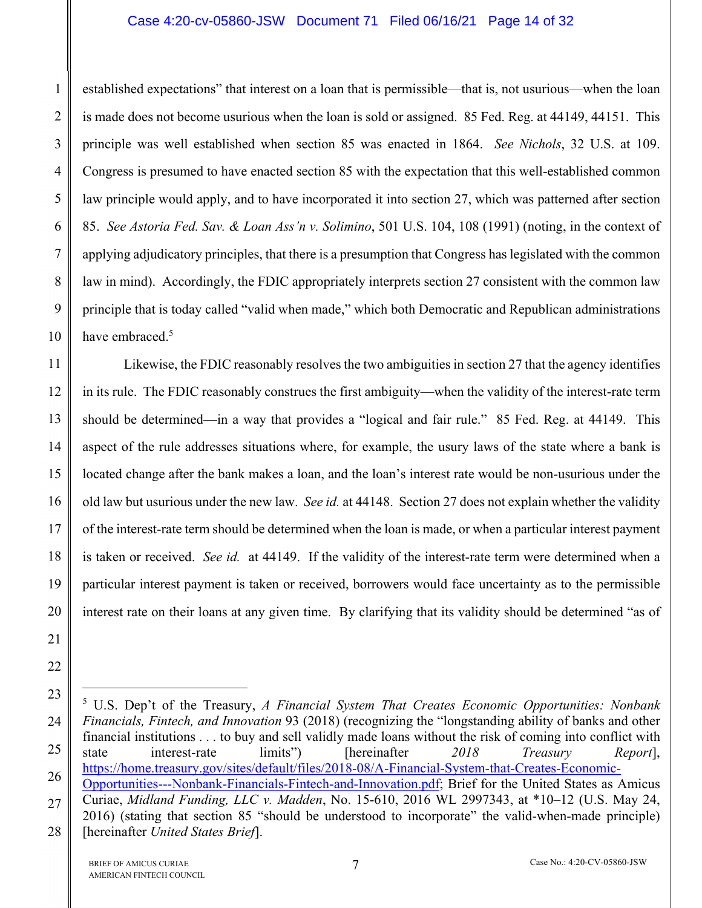established expectations" that interest on a loan that is permissible—that is, not usurious—when the loan is made does not become usurious when the loan is sold or assigned. 85 Fed. Reg. at 44149, 44151. This principle was well established when section 85 was enacted in 1864. *See Nichols*, 32 U.S. at 109. Congress is presumed to have enacted section 85 with the expectation that this well-established common law principle would apply, and to have incorporated it into section 27, which was patterned after section 85. *See Astoria Fed. Sav. & Loan Ass'n v. Solimino*, 501 U.S. 104, 108 (1991) (noting, in the context of applying adjudicatory principles, that there is a presumption that Congress has legislated with the common law in mind). Accordingly, the FDIC appropriately interprets section 27 consistent with the common law principle that is today called "valid when made," which both Democratic and Republican administrations have embraced.[5]

Likewise, the FDIC reasonably resolves the two ambiguities in section 27 that the agency identifies in its rule. The FDIC reasonably construes the first ambiguity—when the validity of the interest-rate term should be determined—in a way that provides a "logical and fair rule." 85 Fed. Reg. at 44149. This aspect of the rule addresses situations where, for example, the usury laws of the state where a bank is located change after the bank makes a loan, and the loan's interest rate would be non-usurious under the old law but usurious under the new law. *See id.* at 44148. Section 27 does not explain whether the validity of the interest-rate term should be determined when the loan is made, or when a particular interest payment is taken or received. *See id.* at 44149. If the validity of the interest-rate term were determined when a particular interest payment is taken or received, borrowers would face uncertainty as to the permissible interest rate on their loans at any given time. By clarifying that its validity should be determined "as of

---

[5] U.S. Dep't of the Treasury, *A Financial System That Creates Economic Opportunities: Nonbank Financials, Fintech, and Innovation* 93 (2018) (recognizing the "longstanding ability of banks and other financial institutions . . . to buy and sell validly made loans without the risk of coming into conflict with state interest-rate limits") [hereinafter *2018 Treasury Report*], https://home.treasury.gov/sites/default/files/2018-08/A-Financial-System-that-Creates-Economic-Opportunities---Nonbank-Financials-Fintech-and-Innovation.pdf; Brief for the United States as Amicus Curiae, *Midland Funding, LLC v. Madden*, No. 15-610, 2016 WL 2997343, at *10–12 (U.S. May 24, 2016) (stating that section 85 "should be understood to incorporate" the valid-when-made principle) [hereinafter *United States Brief*].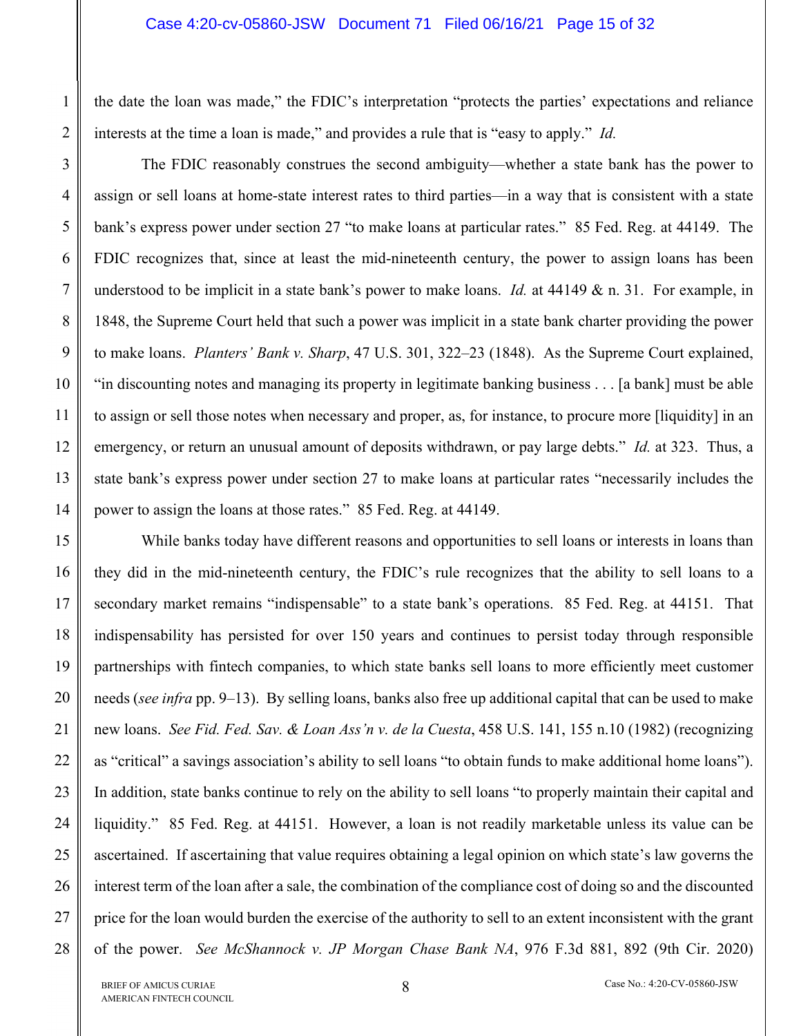the date the loan was made," the FDIC's interpretation "protects the parties' expectations and reliance interests at the time a loan is made," and provides a rule that is "easy to apply." *Id.*

The FDIC reasonably construes the second ambiguity—whether a state bank has the power to assign or sell loans at home-state interest rates to third parties—in a way that is consistent with a state bank's express power under section 27 "to make loans at particular rates." 85 Fed. Reg. at 44149. The FDIC recognizes that, since at least the mid-nineteenth century, the power to assign loans has been understood to be implicit in a state bank's power to make loans. *Id.* at 44149 & n. 31. For example, in 1848, the Supreme Court held that such a power was implicit in a state bank charter providing the power to make loans. *Planters' Bank v. Sharp*, 47 U.S. 301, 322–23 (1848). As the Supreme Court explained, "in discounting notes and managing its property in legitimate banking business . . . [a bank] must be able to assign or sell those notes when necessary and proper, as, for instance, to procure more [liquidity] in an emergency, or return an unusual amount of deposits withdrawn, or pay large debts." *Id.* at 323. Thus, a state bank's express power under section 27 to make loans at particular rates "necessarily includes the power to assign the loans at those rates." 85 Fed. Reg. at 44149.

While banks today have different reasons and opportunities to sell loans or interests in loans than they did in the mid-nineteenth century, the FDIC's rule recognizes that the ability to sell loans to a secondary market remains "indispensable" to a state bank's operations. 85 Fed. Reg. at 44151. That indispensability has persisted for over 150 years and continues to persist today through responsible partnerships with fintech companies, to which state banks sell loans to more efficiently meet customer needs (*see infra* pp. 9–13). By selling loans, banks also free up additional capital that can be used to make new loans. *See Fid. Fed. Sav. & Loan Ass'n v. de la Cuesta*, 458 U.S. 141, 155 n.10 (1982) (recognizing as "critical" a savings association's ability to sell loans "to obtain funds to make additional home loans"). In addition, state banks continue to rely on the ability to sell loans "to properly maintain their capital and liquidity." 85 Fed. Reg. at 44151. However, a loan is not readily marketable unless its value can be ascertained. If ascertaining that value requires obtaining a legal opinion on which state's law governs the interest term of the loan after a sale, the combination of the compliance cost of doing so and the discounted price for the loan would burden the exercise of the authority to sell to an extent inconsistent with the grant of the power. *See McShannock v. JP Morgan Chase Bank NA*, 976 F.3d 881, 892 (9th Cir. 2020)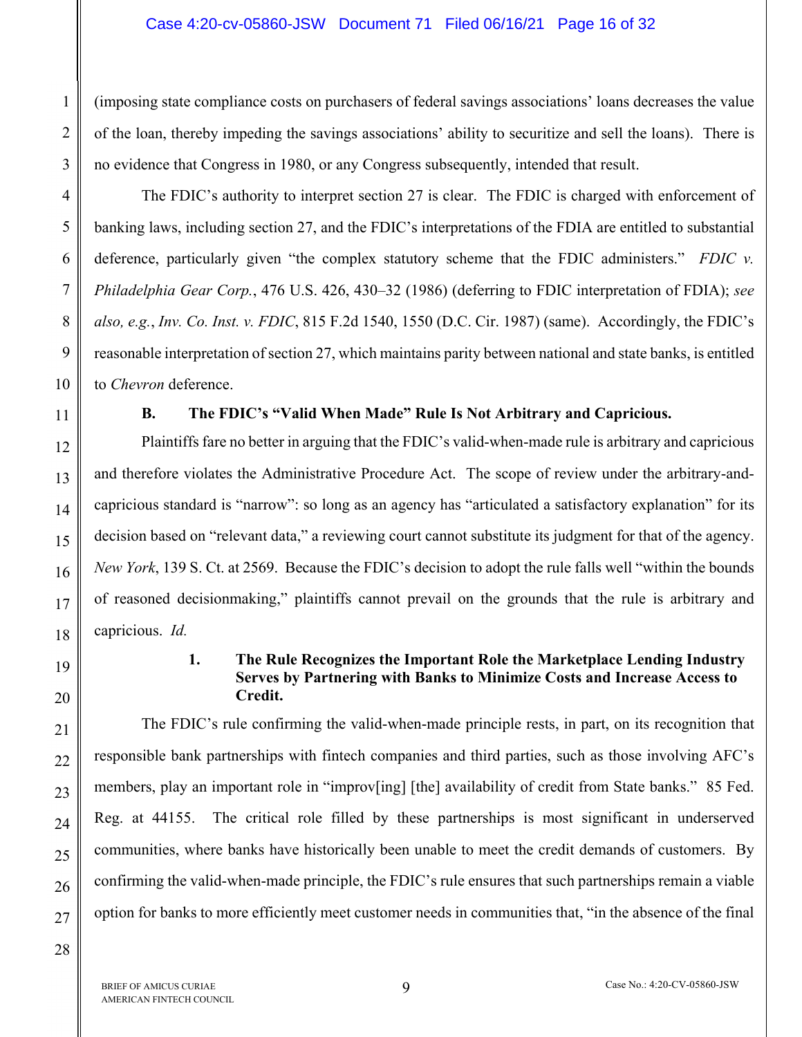(imposing state compliance costs on purchasers of federal savings associations' loans decreases the value of the loan, thereby impeding the savings associations' ability to securitize and sell the loans). There is no evidence that Congress in 1980, or any Congress subsequently, intended that result.

The FDIC's authority to interpret section 27 is clear. The FDIC is charged with enforcement of banking laws, including section 27, and the FDIC's interpretations of the FDIA are entitled to substantial deference, particularly given "the complex statutory scheme that the FDIC administers." *FDIC v. Philadelphia Gear Corp.*, 476 U.S. 426, 430–32 (1986) (deferring to FDIC interpretation of FDIA); *see also, e.g.*, *Inv. Co. Inst. v. FDIC*, 815 F.2d 1540, 1550 (D.C. Cir. 1987) (same). Accordingly, the FDIC's reasonable interpretation of section 27, which maintains parity between national and state banks, is entitled to *Chevron* deference.

### B. The FDIC's "Valid When Made" Rule Is Not Arbitrary and Capricious.

Plaintiffs fare no better in arguing that the FDIC's valid-when-made rule is arbitrary and capricious and therefore violates the Administrative Procedure Act. The scope of review under the arbitrary-and-capricious standard is "narrow": so long as an agency has "articulated a satisfactory explanation" for its decision based on "relevant data," a reviewing court cannot substitute its judgment for that of the agency. *New York*, 139 S. Ct. at 2569. Because the FDIC's decision to adopt the rule falls well "within the bounds of reasoned decisionmaking," plaintiffs cannot prevail on the grounds that the rule is arbitrary and capricious. *Id.*

#### 1. The Rule Recognizes the Important Role the Marketplace Lending Industry Serves by Partnering with Banks to Minimize Costs and Increase Access to Credit.

The FDIC's rule confirming the valid-when-made principle rests, in part, on its recognition that responsible bank partnerships with fintech companies and third parties, such as those involving AFC's members, play an important role in "improv[ing] [the] availability of credit from State banks." 85 Fed. Reg. at 44155. The critical role filled by these partnerships is most significant in underserved communities, where banks have historically been unable to meet the credit demands of customers. By confirming the valid-when-made principle, the FDIC's rule ensures that such partnerships remain a viable option for banks to more efficiently meet customer needs in communities that, "in the absence of the final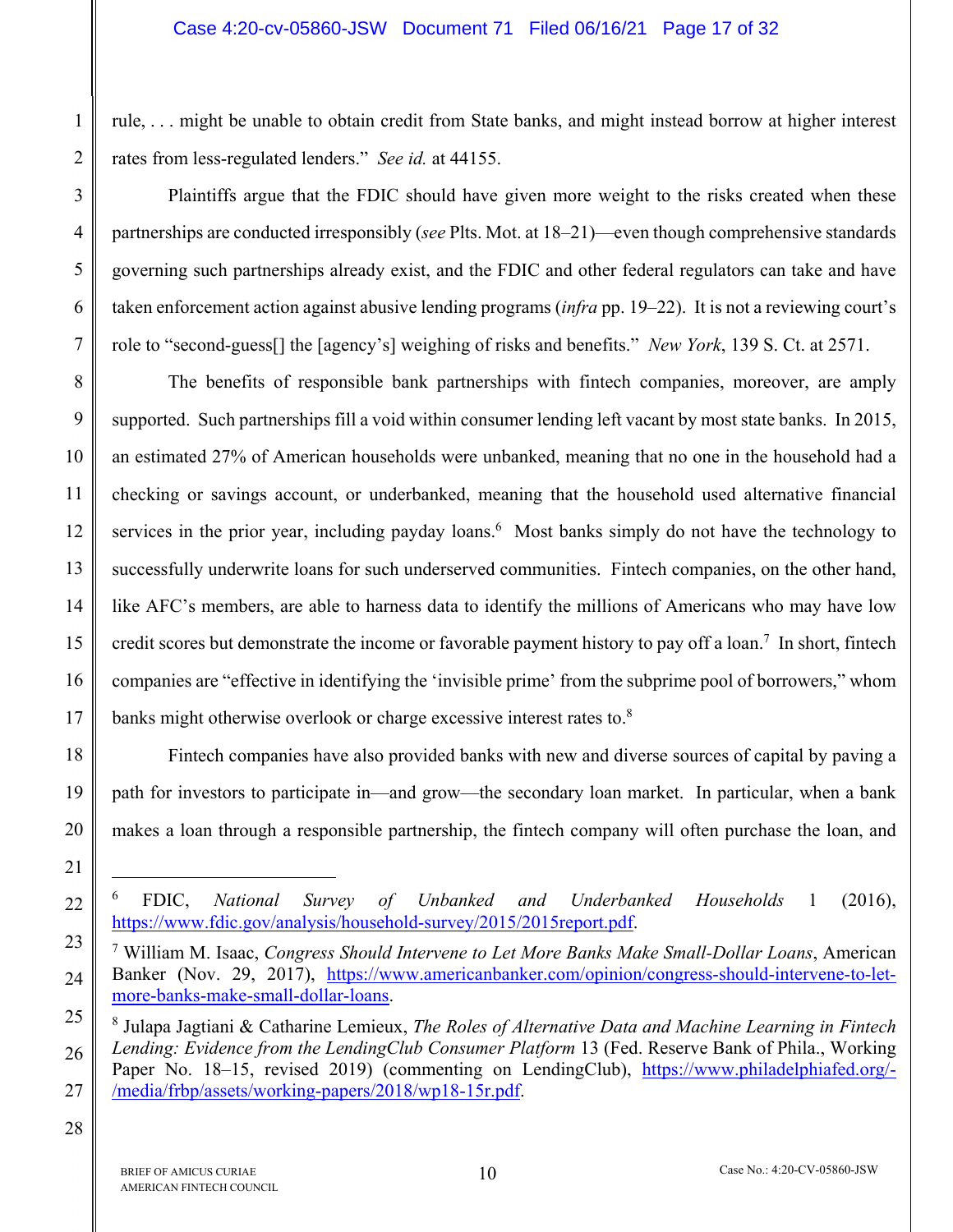rule, . . . might be unable to obtain credit from State banks, and might instead borrow at higher interest rates from less-regulated lenders." *See id.* at 44155.

Plaintiffs argue that the FDIC should have given more weight to the risks created when these partnerships are conducted irresponsibly (*see* Plts. Mot. at 18–21)—even though comprehensive standards governing such partnerships already exist, and the FDIC and other federal regulators can take and have taken enforcement action against abusive lending programs (*infra* pp. 19–22). It is not a reviewing court's role to "second-guess[] the [agency's] weighing of risks and benefits." *New York*, 139 S. Ct. at 2571.

The benefits of responsible bank partnerships with fintech companies, moreover, are amply supported. Such partnerships fill a void within consumer lending left vacant by most state banks. In 2015, an estimated 27% of American households were unbanked, meaning that no one in the household had a checking or savings account, or underbanked, meaning that the household used alternative financial services in the prior year, including payday loans.[6] Most banks simply do not have the technology to successfully underwrite loans for such underserved communities. Fintech companies, on the other hand, like AFC's members, are able to harness data to identify the millions of Americans who may have low credit scores but demonstrate the income or favorable payment history to pay off a loan.[7] In short, fintech companies are "effective in identifying the 'invisible prime' from the subprime pool of borrowers," whom banks might otherwise overlook or charge excessive interest rates to.[8]

Fintech companies have also provided banks with new and diverse sources of capital by paving a path for investors to participate in—and grow—the secondary loan market. In particular, when a bank makes a loan through a responsible partnership, the fintech company will often purchase the loan, and

---

[6] FDIC, *National Survey of Unbanked and Underbanked Households* 1 (2016), https://www.fdic.gov/analysis/household-survey/2015/2015report.pdf.

[7] William M. Isaac, *Congress Should Intervene to Let More Banks Make Small-Dollar Loans*, American Banker (Nov. 29, 2017), https://www.americanbanker.com/opinion/congress-should-intervene-to-let-more-banks-make-small-dollar-loans.

[8] Julapa Jagtiani & Catharine Lemieux, *The Roles of Alternative Data and Machine Learning in Fintech Lending: Evidence from the LendingClub Consumer Platform* 13 (Fed. Reserve Bank of Phila., Working Paper No. 18–15, revised 2019) (commenting on LendingClub), https://www.philadelphiafed.org/-/media/frbp/assets/working-papers/2018/wp18-15r.pdf.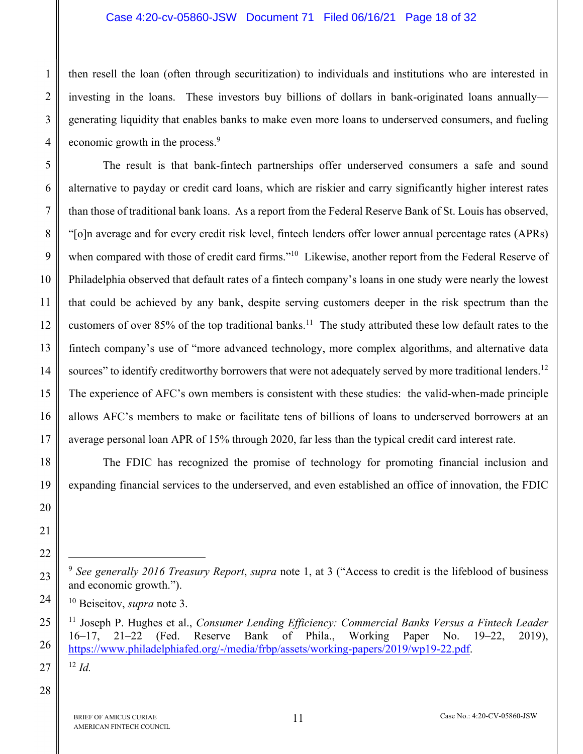then resell the loan (often through securitization) to individuals and institutions who are interested in investing in the loans. These investors buy billions of dollars in bank-originated loans annually—generating liquidity that enables banks to make even more loans to underserved consumers, and fueling economic growth in the process.[9]

The result is that bank-fintech partnerships offer underserved consumers a safe and sound alternative to payday or credit card loans, which are riskier and carry significantly higher interest rates than those of traditional bank loans. As a report from the Federal Reserve Bank of St. Louis has observed, "[o]n average and for every credit risk level, fintech lenders offer lower annual percentage rates (APRs) when compared with those of credit card firms."[10] Likewise, another report from the Federal Reserve of Philadelphia observed that default rates of a fintech company's loans in one study were nearly the lowest that could be achieved by any bank, despite serving customers deeper in the risk spectrum than the customers of over 85% of the top traditional banks.[11] The study attributed these low default rates to the fintech company's use of "more advanced technology, more complex algorithms, and alternative data sources" to identify creditworthy borrowers that were not adequately served by more traditional lenders.[12] The experience of AFC's own members is consistent with these studies: the valid-when-made principle allows AFC's members to make or facilitate tens of billions of loans to underserved borrowers at an average personal loan APR of 15% through 2020, far less than the typical credit card interest rate.

The FDIC has recognized the promise of technology for promoting financial inclusion and expanding financial services to the underserved, and even established an office of innovation, the FDIC

---

[9] *See generally 2016 Treasury Report*, *supra* note 1, at 3 ("Access to credit is the lifeblood of business and economic growth.").

[10] Beiseitov, *supra* note 3.

[11] Joseph P. Hughes et al., *Consumer Lending Efficiency: Commercial Banks Versus a Fintech Leader* 16–17, 21–22 (Fed. Reserve Bank of Phila., Working Paper No. 19–22, 2019), https://www.philadelphiafed.org/-/media/frbp/assets/working-papers/2019/wp19-22.pdf.

[12] *Id.*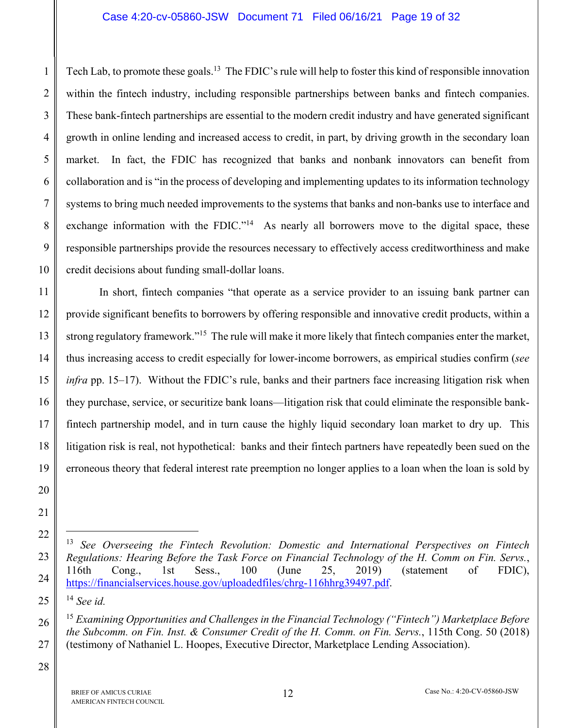Tech Lab, to promote these goals.[13] The FDIC's rule will help to foster this kind of responsible innovation within the fintech industry, including responsible partnerships between banks and fintech companies. These bank-fintech partnerships are essential to the modern credit industry and have generated significant growth in online lending and increased access to credit, in part, by driving growth in the secondary loan market. In fact, the FDIC has recognized that banks and nonbank innovators can benefit from collaboration and is "in the process of developing and implementing updates to its information technology systems to bring much needed improvements to the systems that banks and non-banks use to interface and exchange information with the FDIC."[14] As nearly all borrowers move to the digital space, these responsible partnerships provide the resources necessary to effectively access creditworthiness and make credit decisions about funding small-dollar loans.

In short, fintech companies "that operate as a service provider to an issuing bank partner can provide significant benefits to borrowers by offering responsible and innovative credit products, within a strong regulatory framework."[15] The rule will make it more likely that fintech companies enter the market, thus increasing access to credit especially for lower-income borrowers, as empirical studies confirm (*see infra* pp. 15–17). Without the FDIC's rule, banks and their partners face increasing litigation risk when they purchase, service, or securitize bank loans—litigation risk that could eliminate the responsible bank-fintech partnership model, and in turn cause the highly liquid secondary loan market to dry up. This litigation risk is real, not hypothetical: banks and their fintech partners have repeatedly been sued on the erroneous theory that federal interest rate preemption no longer applies to a loan when the loan is sold by

---

[13] *See Overseeing the Fintech Revolution: Domestic and International Perspectives on Fintech Regulations: Hearing Before the Task Force on Financial Technology of the H. Comm on Fin. Servs.*, 116th Cong., 1st Sess., 100 (June 25, 2019) (statement of FDIC), https://financialservices.house.gov/uploadedfiles/chrg-116hhrg39497.pdf.

[14] *See id.*

[15] *Examining Opportunities and Challenges in the Financial Technology ("Fintech") Marketplace Before the Subcomm. on Fin. Inst. & Consumer Credit of the H. Comm. on Fin. Servs.*, 115th Cong. 50 (2018) (testimony of Nathaniel L. Hoopes, Executive Director, Marketplace Lending Association).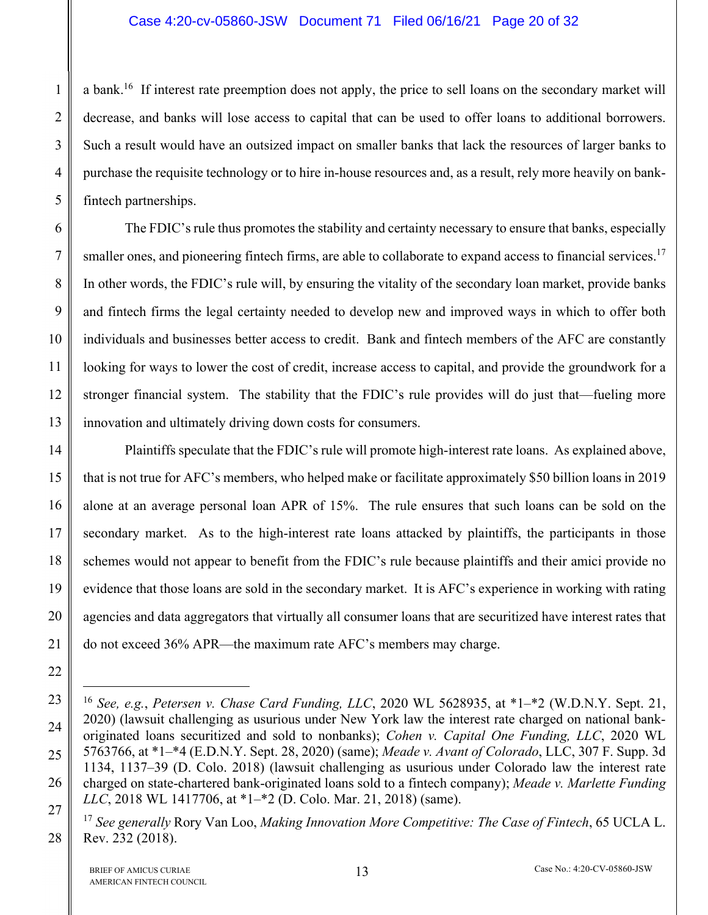a bank.[16] If interest rate preemption does not apply, the price to sell loans on the secondary market will decrease, and banks will lose access to capital that can be used to offer loans to additional borrowers. Such a result would have an outsized impact on smaller banks that lack the resources of larger banks to purchase the requisite technology or to hire in-house resources and, as a result, rely more heavily on bank-fintech partnerships.

The FDIC's rule thus promotes the stability and certainty necessary to ensure that banks, especially smaller ones, and pioneering fintech firms, are able to collaborate to expand access to financial services.[17] In other words, the FDIC's rule will, by ensuring the vitality of the secondary loan market, provide banks and fintech firms the legal certainty needed to develop new and improved ways in which to offer both individuals and businesses better access to credit. Bank and fintech members of the AFC are constantly looking for ways to lower the cost of credit, increase access to capital, and provide the groundwork for a stronger financial system. The stability that the FDIC's rule provides will do just that—fueling more innovation and ultimately driving down costs for consumers.

Plaintiffs speculate that the FDIC's rule will promote high-interest rate loans. As explained above, that is not true for AFC's members, who helped make or facilitate approximately $50 billion loans in 2019 alone at an average personal loan APR of 15%. The rule ensures that such loans can be sold on the secondary market. As to the high-interest rate loans attacked by plaintiffs, the participants in those schemes would not appear to benefit from the FDIC's rule because plaintiffs and their amici provide no evidence that those loans are sold in the secondary market. It is AFC's experience in working with rating agencies and data aggregators that virtually all consumer loans that are securitized have interest rates that do not exceed 36% APR—the maximum rate AFC's members may charge.

---

[16] *See, e.g.*, *Petersen v. Chase Card Funding, LLC*, 2020 WL 5628935, at *1–*2 (W.D.N.Y. Sept. 21, 2020) (lawsuit challenging as usurious under New York law the interest rate charged on national bank-originated loans securitized and sold to nonbanks); *Cohen v. Capital One Funding, LLC*, 2020 WL 5763766, at *1–*4 (E.D.N.Y. Sept. 28, 2020) (same); *Meade v. Avant of Colorado*, LLC, 307 F. Supp. 3d 1134, 1137–39 (D. Colo. 2018) (lawsuit challenging as usurious under Colorado law the interest rate charged on state-chartered bank-originated loans sold to a fintech company); *Meade v. Marlette Funding LLC*, 2018 WL 1417706, at *1–*2 (D. Colo. Mar. 21, 2018) (same).

[17] *See generally* Rory Van Loo, *Making Innovation More Competitive: The Case of Fintech*, 65 UCLA L. Rev. 232 (2018).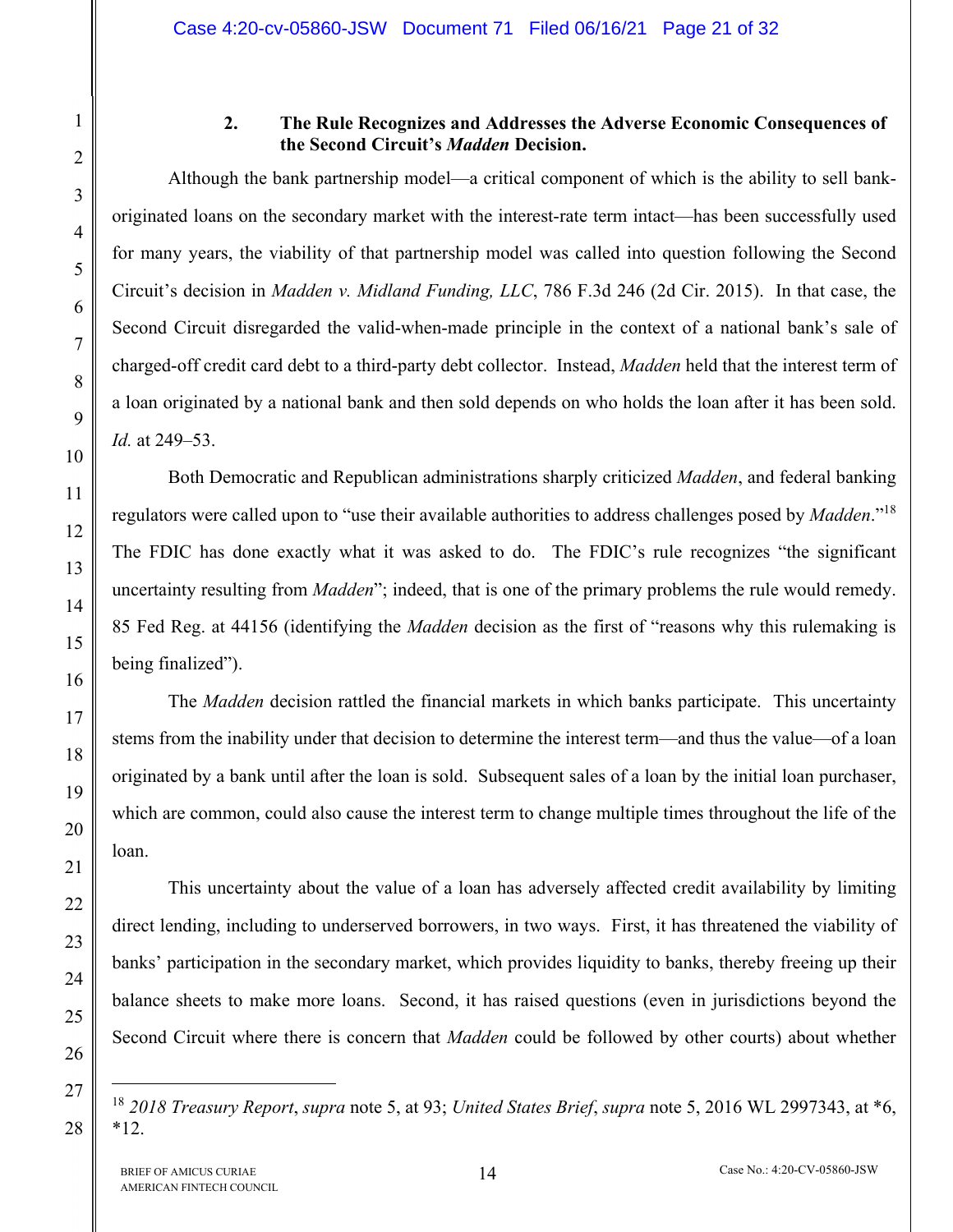### 2. The Rule Recognizes and Addresses the Adverse Economic Consequences of the Second Circuit's *Madden* Decision.

Although the bank partnership model—a critical component of which is the ability to sell bank-originated loans on the secondary market with the interest-rate term intact—has been successfully used for many years, the viability of that partnership model was called into question following the Second Circuit's decision in *Madden v. Midland Funding, LLC*, 786 F.3d 246 (2d Cir. 2015). In that case, the Second Circuit disregarded the valid-when-made principle in the context of a national bank's sale of charged-off credit card debt to a third-party debt collector. Instead, *Madden* held that the interest term of a loan originated by a national bank and then sold depends on who holds the loan after it has been sold. *Id.* at 249–53.

Both Democratic and Republican administrations sharply criticized *Madden*, and federal banking regulators were called upon to "use their available authorities to address challenges posed by *Madden*."[18] The FDIC has done exactly what it was asked to do. The FDIC's rule recognizes "the significant uncertainty resulting from *Madden*"; indeed, that is one of the primary problems the rule would remedy. 85 Fed Reg. at 44156 (identifying the *Madden* decision as the first of "reasons why this rulemaking is being finalized").

The *Madden* decision rattled the financial markets in which banks participate. This uncertainty stems from the inability under that decision to determine the interest term—and thus the value—of a loan originated by a bank until after the loan is sold. Subsequent sales of a loan by the initial loan purchaser, which are common, could also cause the interest term to change multiple times throughout the life of the loan.

This uncertainty about the value of a loan has adversely affected credit availability by limiting direct lending, including to underserved borrowers, in two ways. First, it has threatened the viability of banks' participation in the secondary market, which provides liquidity to banks, thereby freeing up their balance sheets to make more loans. Second, it has raised questions (even in jurisdictions beyond the Second Circuit where there is concern that *Madden* could be followed by other courts) about whether

---

[18] *2018 Treasury Report*, *supra* note 5, at 93; *United States Brief*, *supra* note 5, 2016 WL 2997343, at *6, *12.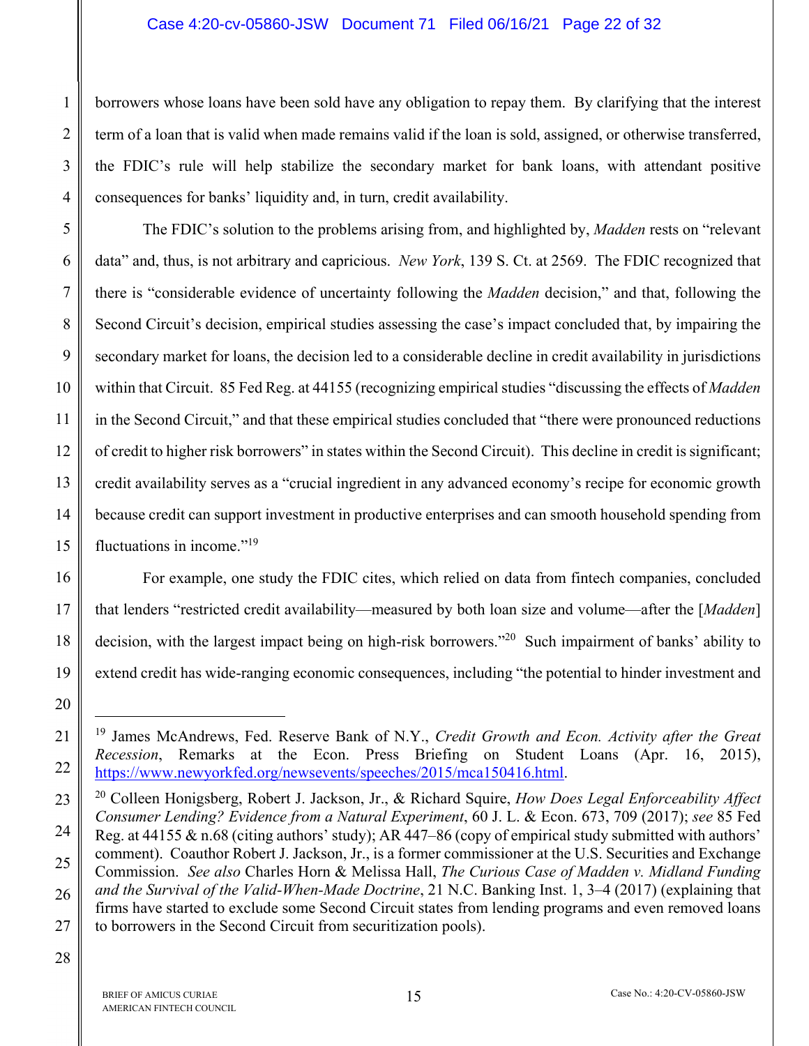borrowers whose loans have been sold have any obligation to repay them. By clarifying that the interest term of a loan that is valid when made remains valid if the loan is sold, assigned, or otherwise transferred, the FDIC's rule will help stabilize the secondary market for bank loans, with attendant positive consequences for banks' liquidity and, in turn, credit availability.

The FDIC's solution to the problems arising from, and highlighted by, *Madden* rests on "relevant data" and, thus, is not arbitrary and capricious. *New York*, 139 S. Ct. at 2569. The FDIC recognized that there is "considerable evidence of uncertainty following the *Madden* decision," and that, following the Second Circuit's decision, empirical studies assessing the case's impact concluded that, by impairing the secondary market for loans, the decision led to a considerable decline in credit availability in jurisdictions within that Circuit. 85 Fed Reg. at 44155 (recognizing empirical studies "discussing the effects of *Madden* in the Second Circuit," and that these empirical studies concluded that "there were pronounced reductions of credit to higher risk borrowers" in states within the Second Circuit). This decline in credit is significant; credit availability serves as a "crucial ingredient in any advanced economy's recipe for economic growth because credit can support investment in productive enterprises and can smooth household spending from fluctuations in income."[19]

For example, one study the FDIC cites, which relied on data from fintech companies, concluded that lenders "restricted credit availability—measured by both loan size and volume—after the [*Madden*] decision, with the largest impact being on high-risk borrowers."[20] Such impairment of banks' ability to extend credit has wide-ranging economic consequences, including "the potential to hinder investment and

---

[19] James McAndrews, Fed. Reserve Bank of N.Y., *Credit Growth and Econ. Activity after the Great Recession*, Remarks at the Econ. Press Briefing on Student Loans (Apr. 16, 2015), https://www.newyorkfed.org/newsevents/speeches/2015/mca150416.html.

[20] Colleen Honigsberg, Robert J. Jackson, Jr., & Richard Squire, *How Does Legal Enforceability Affect Consumer Lending? Evidence from a Natural Experiment*, 60 J. L. & Econ. 673, 709 (2017); *see* 85 Fed Reg. at 44155 & n.68 (citing authors' study); AR 447–86 (copy of empirical study submitted with authors' comment). Coauthor Robert J. Jackson, Jr., is a former commissioner at the U.S. Securities and Exchange Commission. *See also* Charles Horn & Melissa Hall, *The Curious Case of Madden v. Midland Funding and the Survival of the Valid-When-Made Doctrine*, 21 N.C. Banking Inst. 1, 3–4 (2017) (explaining that firms have started to exclude some Second Circuit states from lending programs and even removed loans to borrowers in the Second Circuit from securitization pools).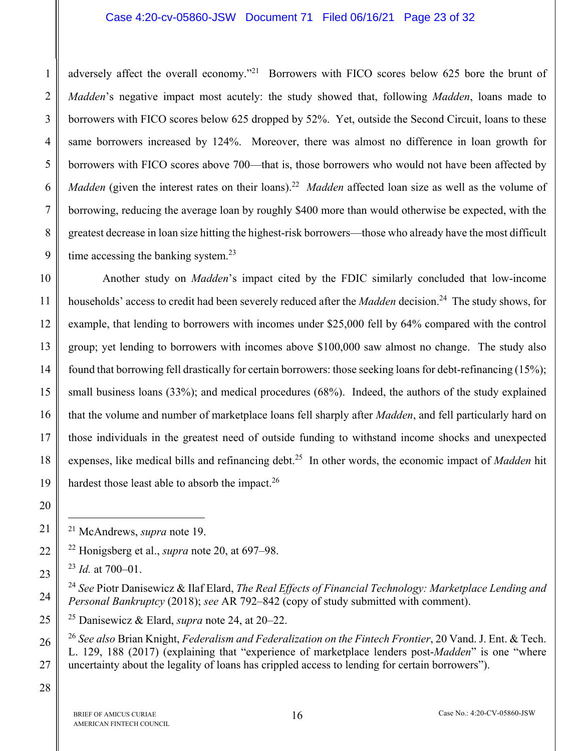adversely affect the overall economy."[21] Borrowers with FICO scores below 625 bore the brunt of *Madden*'s negative impact most acutely: the study showed that, following *Madden*, loans made to borrowers with FICO scores below 625 dropped by 52%. Yet, outside the Second Circuit, loans to these same borrowers increased by 124%. Moreover, there was almost no difference in loan growth for borrowers with FICO scores above 700—that is, those borrowers who would not have been affected by *Madden* (given the interest rates on their loans).[22] *Madden* affected loan size as well as the volume of borrowing, reducing the average loan by roughly $400 more than would otherwise be expected, with the greatest decrease in loan size hitting the highest-risk borrowers—those who already have the most difficult time accessing the banking system.[23]

Another study on *Madden*'s impact cited by the FDIC similarly concluded that low-income households' access to credit had been severely reduced after the *Madden* decision.[24] The study shows, for example, that lending to borrowers with incomes under $25,000 fell by 64% compared with the control group; yet lending to borrowers with incomes above $100,000 saw almost no change. The study also found that borrowing fell drastically for certain borrowers: those seeking loans for debt-refinancing (15%); small business loans (33%); and medical procedures (68%). Indeed, the authors of the study explained that the volume and number of marketplace loans fell sharply after *Madden*, and fell particularly hard on those individuals in the greatest need of outside funding to withstand income shocks and unexpected expenses, like medical bills and refinancing debt.[25] In other words, the economic impact of *Madden* hit hardest those least able to absorb the impact.[26]

---

[21] McAndrews, *supra* note 19.

[22] Honigsberg et al., *supra* note 20, at 697–98.

[23] *Id.* at 700–01.

[24] *See* Piotr Danisewicz & Ilaf Elard, *The Real Effects of Financial Technology: Marketplace Lending and Personal Bankruptcy* (2018); *see* AR 792–842 (copy of study submitted with comment).

[25] Danisewicz & Elard, *supra* note 24, at 20–22.

[26] *See also* Brian Knight, *Federalism and Federalization on the Fintech Frontier*, 20 Vand. J. Ent. & Tech. L. 129, 188 (2017) (explaining that "experience of marketplace lenders post-*Madden*" is one "where uncertainty about the legality of loans has crippled access to lending for certain borrowers").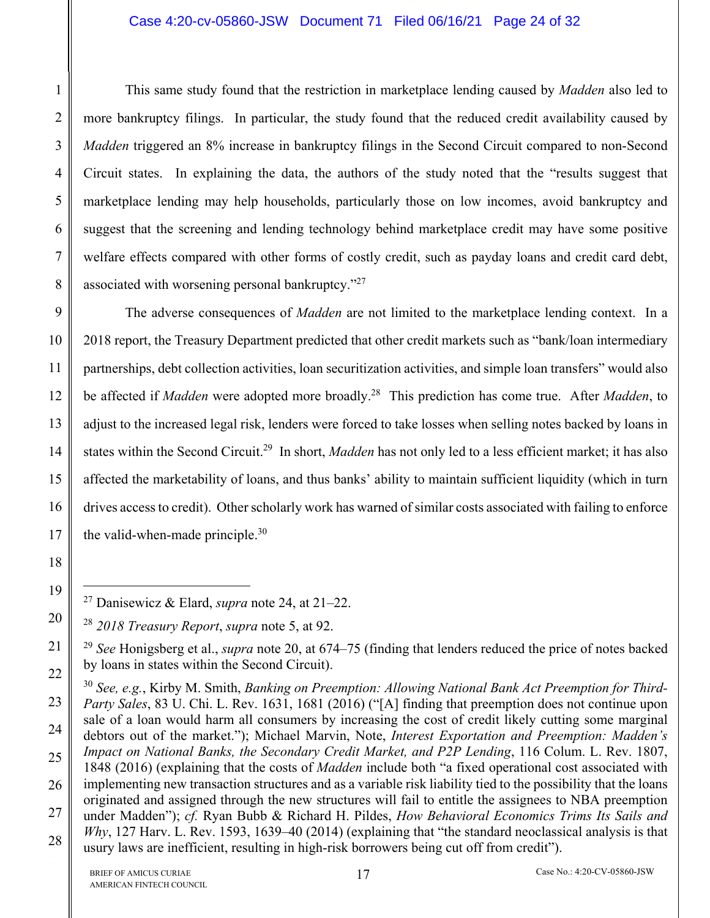This same study found that the restriction in marketplace lending caused by *Madden* also led to more bankruptcy filings. In particular, the study found that the reduced credit availability caused by *Madden* triggered an 8% increase in bankruptcy filings in the Second Circuit compared to non-Second Circuit states. In explaining the data, the authors of the study noted that the "results suggest that marketplace lending may help households, particularly those on low incomes, avoid bankruptcy and suggest that the screening and lending technology behind marketplace credit may have some positive welfare effects compared with other forms of costly credit, such as payday loans and credit card debt, associated with worsening personal bankruptcy."[27]

The adverse consequences of *Madden* are not limited to the marketplace lending context. In a 2018 report, the Treasury Department predicted that other credit markets such as "bank/loan intermediary partnerships, debt collection activities, loan securitization activities, and simple loan transfers" would also be affected if *Madden* were adopted more broadly.[28] This prediction has come true. After *Madden*, to adjust to the increased legal risk, lenders were forced to take losses when selling notes backed by loans in states within the Second Circuit.[29] In short, *Madden* has not only led to a less efficient market; it has also affected the marketability of loans, and thus banks' ability to maintain sufficient liquidity (which in turn drives access to credit). Other scholarly work has warned of similar costs associated with failing to enforce the valid-when-made principle.[30]

---

[27] Danisewicz & Elard, *supra* note 24, at 21–22.

[28] *2018 Treasury Report*, *supra* note 5, at 92.

[29] *See* Honigsberg et al., *supra* note 20, at 674–75 (finding that lenders reduced the price of notes backed by loans in states within the Second Circuit).

[30] *See, e.g.*, Kirby M. Smith, *Banking on Preemption: Allowing National Bank Act Preemption for Third-Party Sales*, 83 U. Chi. L. Rev. 1631, 1681 (2016) ("[A] finding that preemption does not continue upon sale of a loan would harm all consumers by increasing the cost of credit likely cutting some marginal debtors out of the market."); Michael Marvin, Note, *Interest Exportation and Preemption: Madden's Impact on National Banks, the Secondary Credit Market, and P2P Lending*, 116 Colum. L. Rev. 1807, 1848 (2016) (explaining that the costs of *Madden* include both "a fixed operational cost associated with implementing new transaction structures and as a variable risk liability tied to the possibility that the loans originated and assigned through the new structures will fail to entitle the assignees to NBA preemption under Madden"); *cf.* Ryan Bubb & Richard H. Pildes, *How Behavioral Economics Trims Its Sails and Why*, 127 Harv. L. Rev. 1593, 1639–40 (2014) (explaining that "the standard neoclassical analysis is that usury laws are inefficient, resulting in high-risk borrowers being cut off from credit").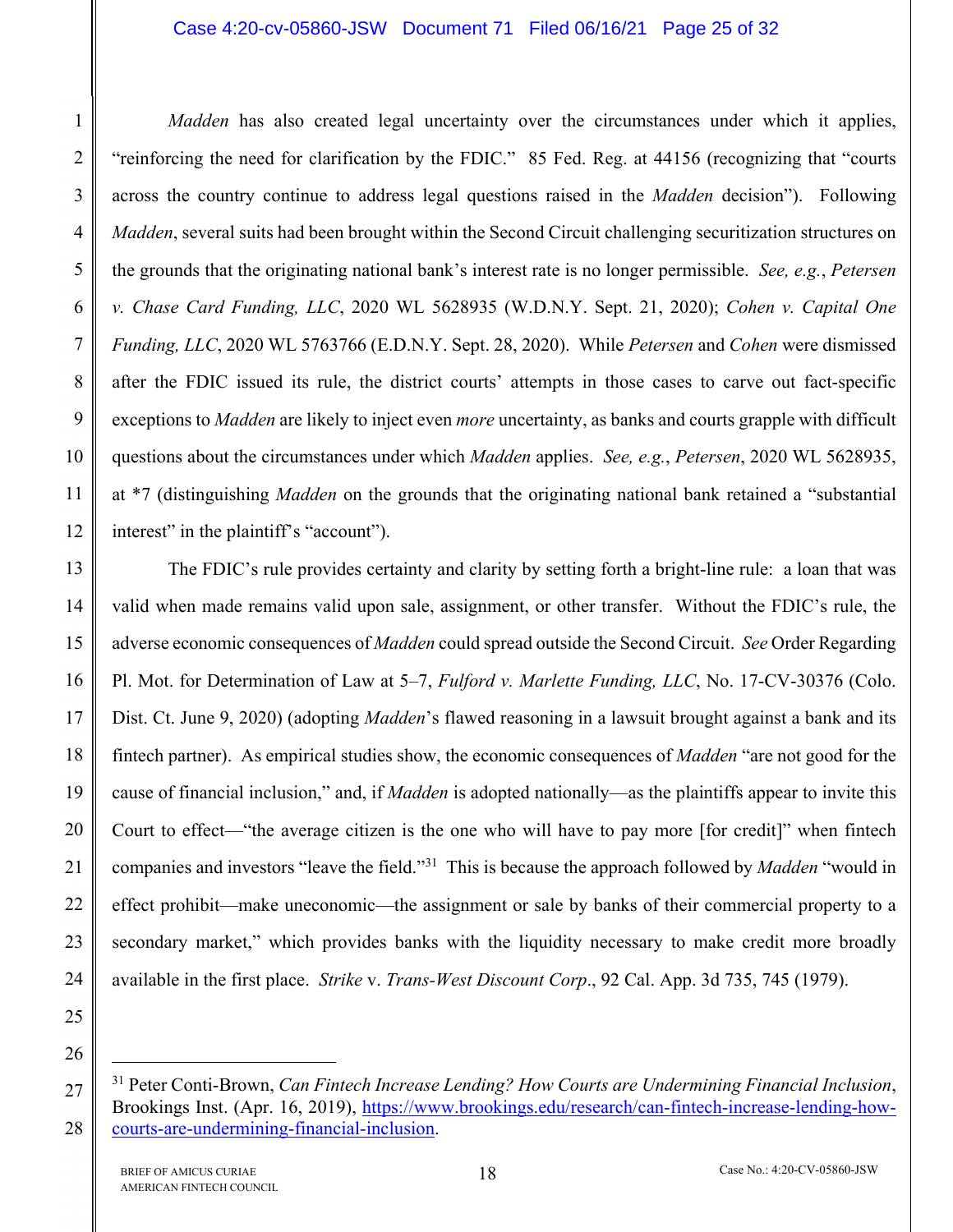*Madden* has also created legal uncertainty over the circumstances under which it applies, "reinforcing the need for clarification by the FDIC." 85 Fed. Reg. at 44156 (recognizing that "courts across the country continue to address legal questions raised in the *Madden* decision"). Following *Madden*, several suits had been brought within the Second Circuit challenging securitization structures on the grounds that the originating national bank's interest rate is no longer permissible. *See, e.g.*, *Petersen v. Chase Card Funding, LLC*, 2020 WL 5628935 (W.D.N.Y. Sept. 21, 2020); *Cohen v. Capital One Funding, LLC*, 2020 WL 5763766 (E.D.N.Y. Sept. 28, 2020). While *Petersen* and *Cohen* were dismissed after the FDIC issued its rule, the district courts' attempts in those cases to carve out fact-specific exceptions to *Madden* are likely to inject even *more* uncertainty, as banks and courts grapple with difficult questions about the circumstances under which *Madden* applies. *See, e.g.*, *Petersen*, 2020 WL 5628935, at *7 (distinguishing *Madden* on the grounds that the originating national bank retained a "substantial interest" in the plaintiff's "account").

The FDIC's rule provides certainty and clarity by setting forth a bright-line rule: a loan that was valid when made remains valid upon sale, assignment, or other transfer. Without the FDIC's rule, the adverse economic consequences of *Madden* could spread outside the Second Circuit. *See* Order Regarding Pl. Mot. for Determination of Law at 5–7, *Fulford v. Marlette Funding, LLC*, No. 17-CV-30376 (Colo. Dist. Ct. June 9, 2020) (adopting *Madden*'s flawed reasoning in a lawsuit brought against a bank and its fintech partner). As empirical studies show, the economic consequences of *Madden* "are not good for the cause of financial inclusion," and, if *Madden* is adopted nationally—as the plaintiffs appear to invite this Court to effect—"the average citizen is the one who will have to pay more [for credit]" when fintech companies and investors "leave the field."[31] This is because the approach followed by *Madden* "would in effect prohibit—make uneconomic—the assignment or sale by banks of their commercial property to a secondary market," which provides banks with the liquidity necessary to make credit more broadly available in the first place. *Strike* v. *Trans-West Discount Corp*., 92 Cal. App. 3d 735, 745 (1979).

---

[31] Peter Conti-Brown, *Can Fintech Increase Lending? How Courts are Undermining Financial Inclusion*, Brookings Inst. (Apr. 16, 2019), https://www.brookings.edu/research/can-fintech-increase-lending-how-courts-are-undermining-financial-inclusion.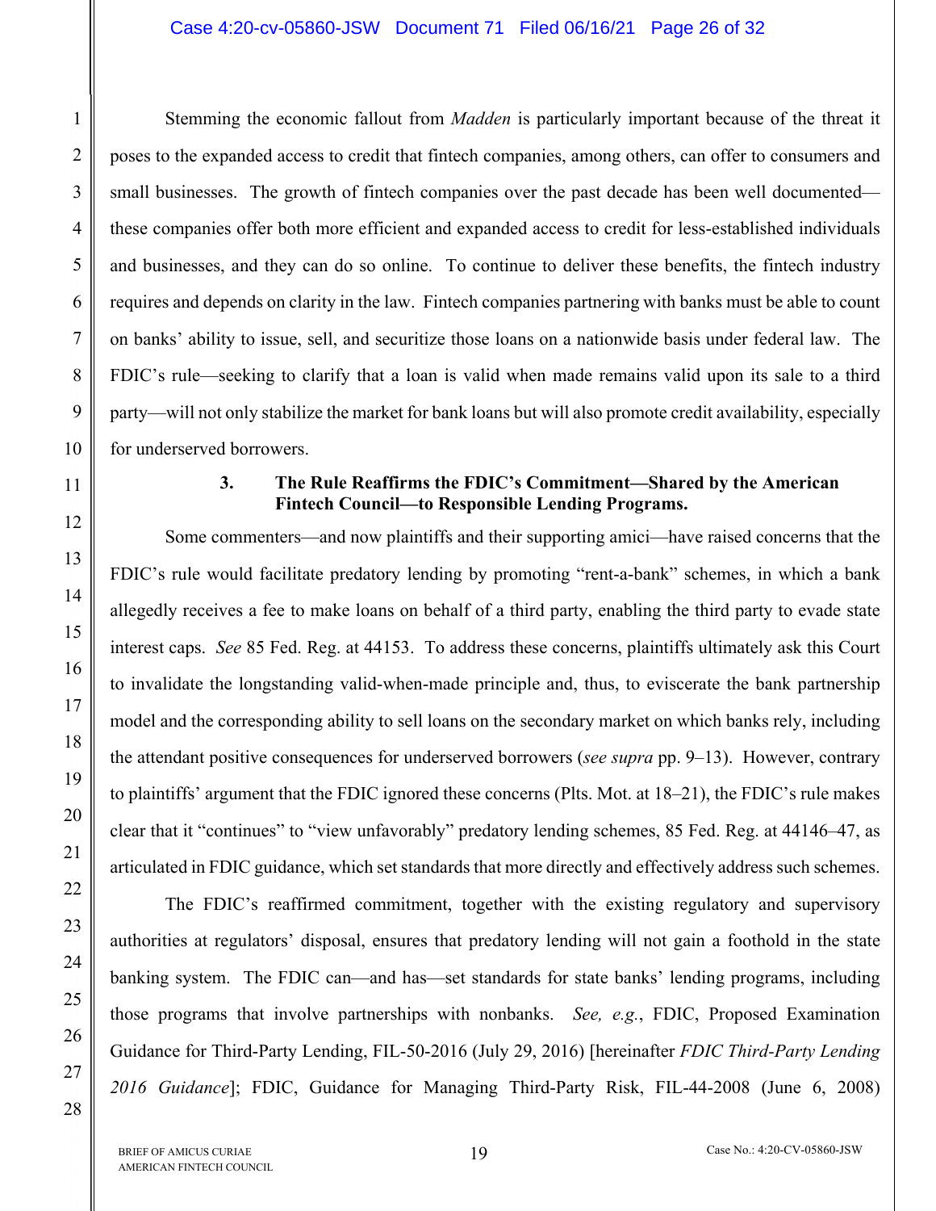Stemming the economic fallout from *Madden* is particularly important because of the threat it poses to the expanded access to credit that fintech companies, among others, can offer to consumers and small businesses. The growth of fintech companies over the past decade has been well documented—these companies offer both more efficient and expanded access to credit for less-established individuals and businesses, and they can do so online. To continue to deliver these benefits, the fintech industry requires and depends on clarity in the law. Fintech companies partnering with banks must be able to count on banks' ability to issue, sell, and securitize those loans on a nationwide basis under federal law. The FDIC's rule—seeking to clarify that a loan is valid when made remains valid upon its sale to a third party—will not only stabilize the market for bank loans but will also promote credit availability, especially for underserved borrowers.

### 3. The Rule Reaffirms the FDIC's Commitment—Shared by the American Fintech Council—to Responsible Lending Programs.

Some commenters—and now plaintiffs and their supporting amici—have raised concerns that the FDIC's rule would facilitate predatory lending by promoting "rent-a-bank" schemes, in which a bank allegedly receives a fee to make loans on behalf of a third party, enabling the third party to evade state interest caps. *See* 85 Fed. Reg. at 44153. To address these concerns, plaintiffs ultimately ask this Court to invalidate the longstanding valid-when-made principle and, thus, to eviscerate the bank partnership model and the corresponding ability to sell loans on the secondary market on which banks rely, including the attendant positive consequences for underserved borrowers (*see supra* pp. 9–13). However, contrary to plaintiffs' argument that the FDIC ignored these concerns (Plts. Mot. at 18–21), the FDIC's rule makes clear that it "continues" to "view unfavorably" predatory lending schemes, 85 Fed. Reg. at 44146–47, as articulated in FDIC guidance, which set standards that more directly and effectively address such schemes.

The FDIC's reaffirmed commitment, together with the existing regulatory and supervisory authorities at regulators' disposal, ensures that predatory lending will not gain a foothold in the state banking system. The FDIC can—and has—set standards for state banks' lending programs, including those programs that involve partnerships with nonbanks. *See, e.g.*, FDIC, Proposed Examination Guidance for Third-Party Lending, FIL-50-2016 (July 29, 2016) [hereinafter *FDIC Third-Party Lending 2016 Guidance*]; FDIC, Guidance for Managing Third-Party Risk, FIL-44-2008 (June 6, 2008)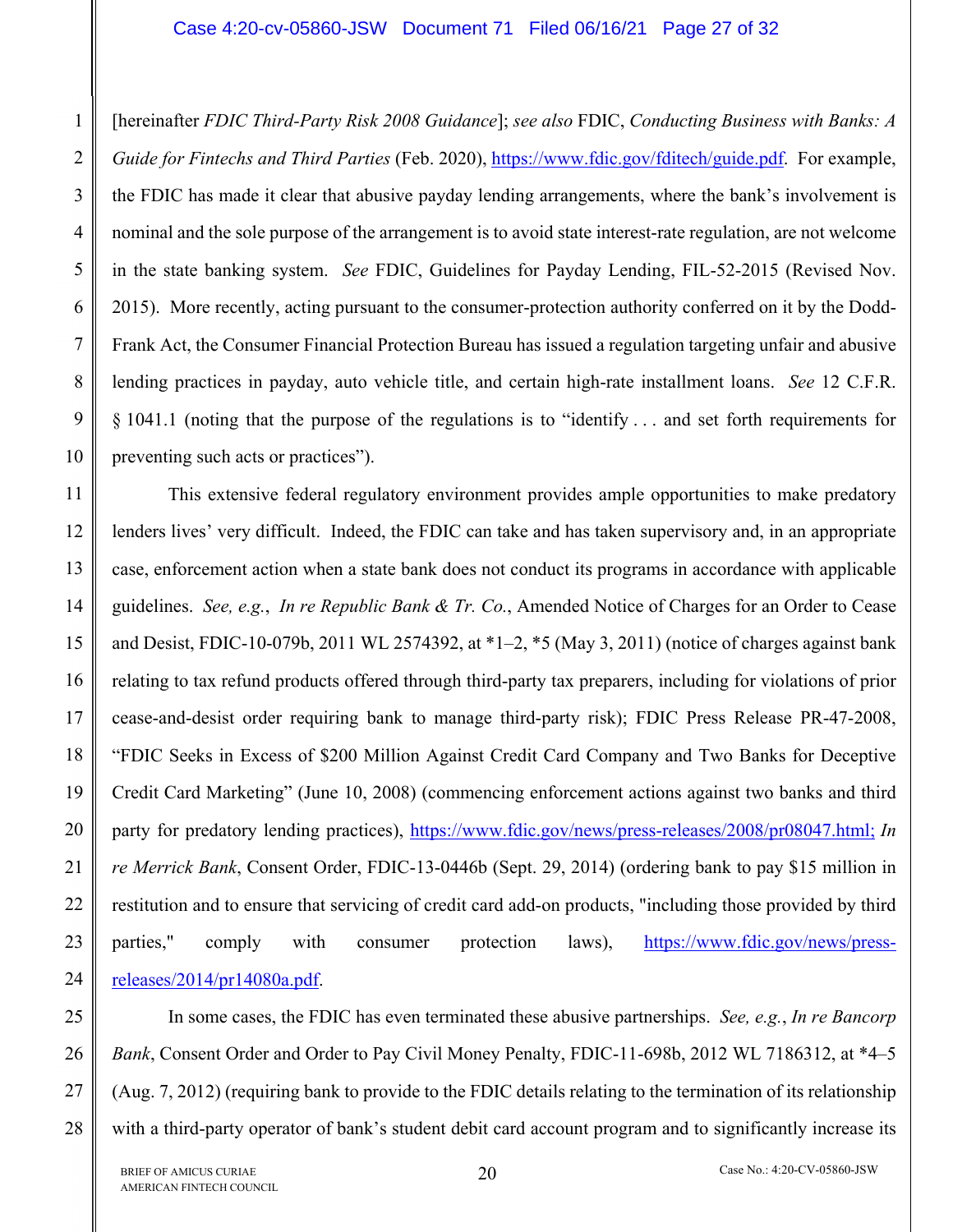[hereinafter *FDIC Third-Party Risk 2008 Guidance*]; *see also* FDIC, *Conducting Business with Banks: A Guide for Fintechs and Third Parties* (Feb. 2020), https://www.fdic.gov/fditech/guide.pdf. For example, the FDIC has made it clear that abusive payday lending arrangements, where the bank's involvement is nominal and the sole purpose of the arrangement is to avoid state interest-rate regulation, are not welcome in the state banking system. *See* FDIC, Guidelines for Payday Lending, FIL-52-2015 (Revised Nov. 2015). More recently, acting pursuant to the consumer-protection authority conferred on it by the Dodd-Frank Act, the Consumer Financial Protection Bureau has issued a regulation targeting unfair and abusive lending practices in payday, auto vehicle title, and certain high-rate installment loans. *See* 12 C.F.R. § 1041.1 (noting that the purpose of the regulations is to "identify . . . and set forth requirements for preventing such acts or practices").

This extensive federal regulatory environment provides ample opportunities to make predatory lenders lives' very difficult. Indeed, the FDIC can take and has taken supervisory and, in an appropriate case, enforcement action when a state bank does not conduct its programs in accordance with applicable guidelines. *See, e.g.*, *In re Republic Bank & Tr. Co.*, Amended Notice of Charges for an Order to Cease and Desist, FDIC-10-079b, 2011 WL 2574392, at *1–2, *5 (May 3, 2011) (notice of charges against bank relating to tax refund products offered through third-party tax preparers, including for violations of prior cease-and-desist order requiring bank to manage third-party risk); FDIC Press Release PR-47-2008, "FDIC Seeks in Excess of $200 Million Against Credit Card Company and Two Banks for Deceptive Credit Card Marketing" (June 10, 2008) (commencing enforcement actions against two banks and third party for predatory lending practices), https://www.fdic.gov/news/press-releases/2008/pr08047.html; *In re Merrick Bank*, Consent Order, FDIC-13-0446b (Sept. 29, 2014) (ordering bank to pay $15 million in restitution and to ensure that servicing of credit card add-on products, "including those provided by third parties," comply with consumer protection laws), https://www.fdic.gov/news/press-releases/2014/pr14080a.pdf.

In some cases, the FDIC has even terminated these abusive partnerships. *See, e.g.*, *In re Bancorp Bank*, Consent Order and Order to Pay Civil Money Penalty, FDIC-11-698b, 2012 WL 7186312, at *4–5 (Aug. 7, 2012) (requiring bank to provide to the FDIC details relating to the termination of its relationship with a third-party operator of bank's student debit card account program and to significantly increase its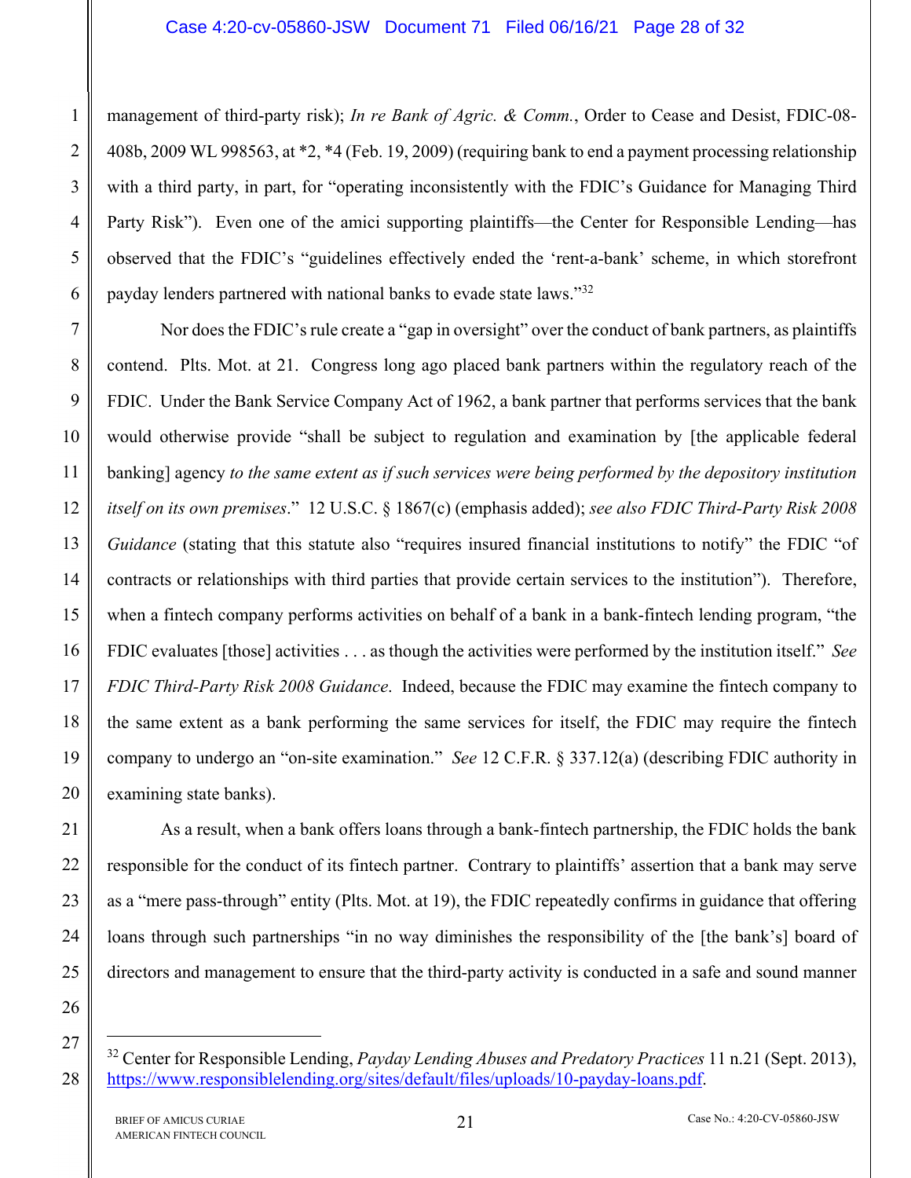management of third-party risk); *In re Bank of Agric. & Comm.*, Order to Cease and Desist, FDIC-08-408b, 2009 WL 998563, at *2, *4 (Feb. 19, 2009) (requiring bank to end a payment processing relationship with a third party, in part, for "operating inconsistently with the FDIC's Guidance for Managing Third Party Risk"). Even one of the amici supporting plaintiffs—the Center for Responsible Lending—has observed that the FDIC's "guidelines effectively ended the 'rent-a-bank' scheme, in which storefront payday lenders partnered with national banks to evade state laws."[32]

Nor does the FDIC's rule create a "gap in oversight" over the conduct of bank partners, as plaintiffs contend. Plts. Mot. at 21. Congress long ago placed bank partners within the regulatory reach of the FDIC. Under the Bank Service Company Act of 1962, a bank partner that performs services that the bank would otherwise provide "shall be subject to regulation and examination by [the applicable federal banking] agency *to the same extent as if such services were being performed by the depository institution itself on its own premises*." 12 U.S.C. § 1867(c) (emphasis added); *see also FDIC Third-Party Risk 2008 Guidance* (stating that this statute also "requires insured financial institutions to notify" the FDIC "of contracts or relationships with third parties that provide certain services to the institution"). Therefore, when a fintech company performs activities on behalf of a bank in a bank-fintech lending program, "the FDIC evaluates [those] activities . . . as though the activities were performed by the institution itself." *See FDIC Third-Party Risk 2008 Guidance*. Indeed, because the FDIC may examine the fintech company to the same extent as a bank performing the same services for itself, the FDIC may require the fintech company to undergo an "on-site examination." *See* 12 C.F.R. § 337.12(a) (describing FDIC authority in examining state banks).

As a result, when a bank offers loans through a bank-fintech partnership, the FDIC holds the bank responsible for the conduct of its fintech partner. Contrary to plaintiffs' assertion that a bank may serve as a "mere pass-through" entity (Plts. Mot. at 19), the FDIC repeatedly confirms in guidance that offering loans through such partnerships "in no way diminishes the responsibility of the [the bank's] board of directors and management to ensure that the third-party activity is conducted in a safe and sound manner

---

[32] Center for Responsible Lending, *Payday Lending Abuses and Predatory Practices* 11 n.21 (Sept. 2013), https://www.responsiblelending.org/sites/default/files/uploads/10-payday-loans.pdf.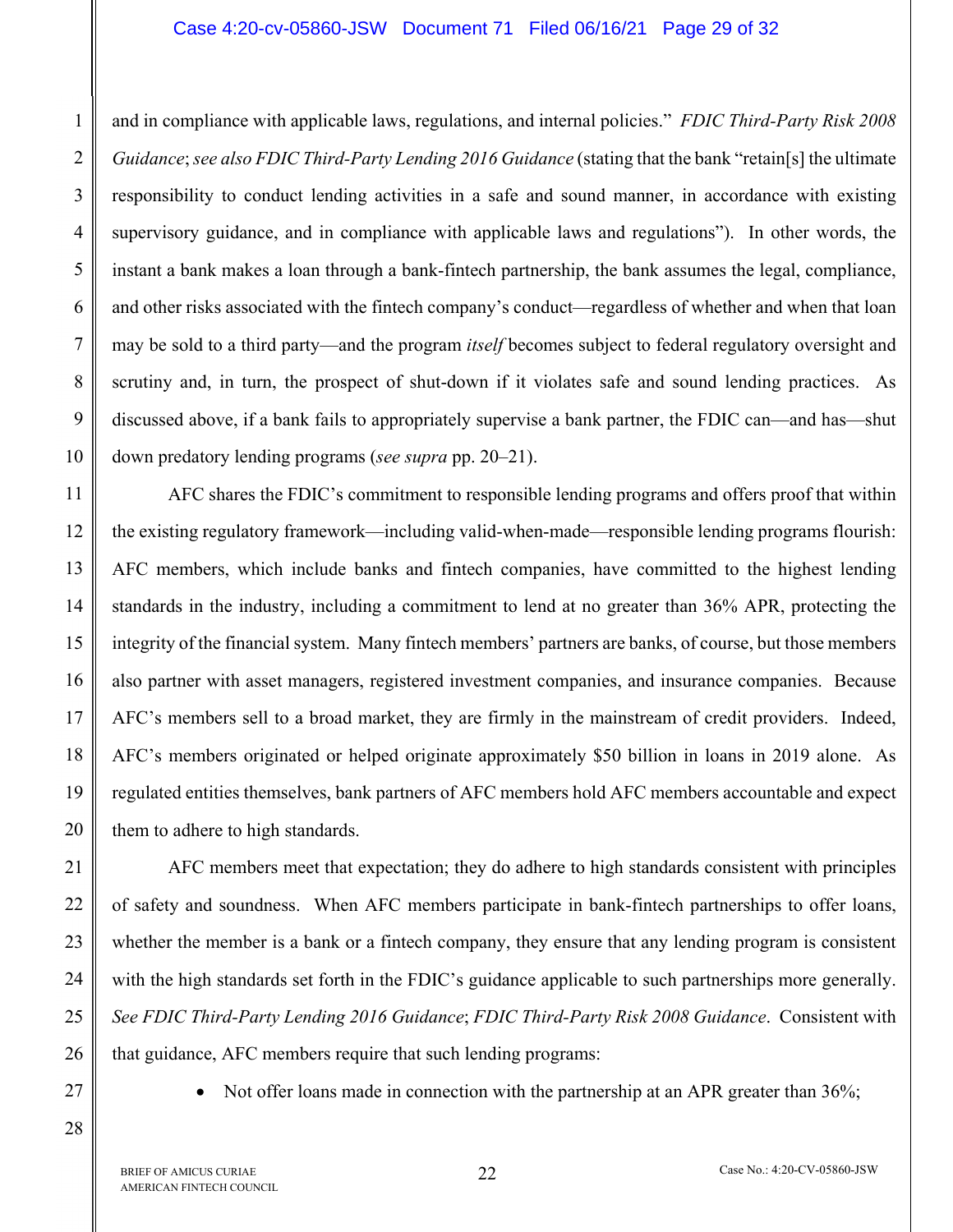and in compliance with applicable laws, regulations, and internal policies." *FDIC Third-Party Risk 2008 Guidance*; *see also FDIC Third-Party Lending 2016 Guidance* (stating that the bank "retain[s] the ultimate responsibility to conduct lending activities in a safe and sound manner, in accordance with existing supervisory guidance, and in compliance with applicable laws and regulations"). In other words, the instant a bank makes a loan through a bank-fintech partnership, the bank assumes the legal, compliance, and other risks associated with the fintech company's conduct—regardless of whether and when that loan may be sold to a third party—and the program *itself* becomes subject to federal regulatory oversight and scrutiny and, in turn, the prospect of shut-down if it violates safe and sound lending practices. As discussed above, if a bank fails to appropriately supervise a bank partner, the FDIC can—and has—shut down predatory lending programs (*see supra* pp. 20–21).

AFC shares the FDIC's commitment to responsible lending programs and offers proof that within the existing regulatory framework—including valid-when-made—responsible lending programs flourish: AFC members, which include banks and fintech companies, have committed to the highest lending standards in the industry, including a commitment to lend at no greater than 36% APR, protecting the integrity of the financial system. Many fintech members' partners are banks, of course, but those members also partner with asset managers, registered investment companies, and insurance companies. Because AFC's members sell to a broad market, they are firmly in the mainstream of credit providers. Indeed, AFC's members originated or helped originate approximately $50 billion in loans in 2019 alone. As regulated entities themselves, bank partners of AFC members hold AFC members accountable and expect them to adhere to high standards.

AFC members meet that expectation; they do adhere to high standards consistent with principles of safety and soundness. When AFC members participate in bank-fintech partnerships to offer loans, whether the member is a bank or a fintech company, they ensure that any lending program is consistent with the high standards set forth in the FDIC's guidance applicable to such partnerships more generally. *See FDIC Third-Party Lending 2016 Guidance*; *FDIC Third-Party Risk 2008 Guidance*. Consistent with that guidance, AFC members require that such lending programs:

- Not offer loans made in connection with the partnership at an APR greater than 36%;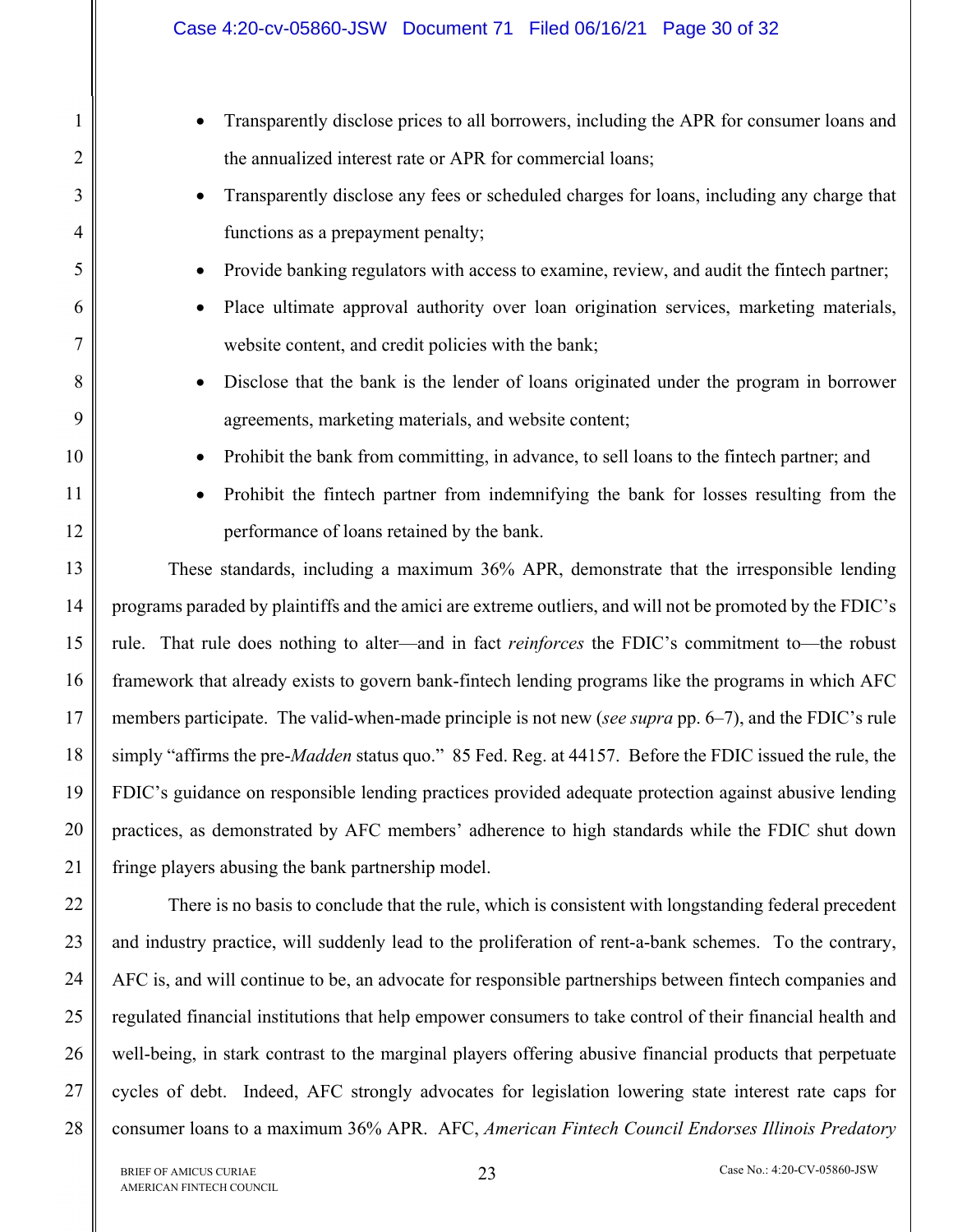- Transparently disclose prices to all borrowers, including the APR for consumer loans and the annualized interest rate or APR for commercial loans;
- Transparently disclose any fees or scheduled charges for loans, including any charge that functions as a prepayment penalty;
- Provide banking regulators with access to examine, review, and audit the fintech partner;
- Place ultimate approval authority over loan origination services, marketing materials, website content, and credit policies with the bank;
- Disclose that the bank is the lender of loans originated under the program in borrower agreements, marketing materials, and website content;
- Prohibit the bank from committing, in advance, to sell loans to the fintech partner; and
- Prohibit the fintech partner from indemnifying the bank for losses resulting from the performance of loans retained by the bank.

These standards, including a maximum 36% APR, demonstrate that the irresponsible lending programs paraded by plaintiffs and the amici are extreme outliers, and will not be promoted by the FDIC's rule. That rule does nothing to alter—and in fact *reinforces* the FDIC's commitment to—the robust framework that already exists to govern bank-fintech lending programs like the programs in which AFC members participate. The valid-when-made principle is not new (*see supra* pp. 6–7), and the FDIC's rule simply "affirms the pre-*Madden* status quo." 85 Fed. Reg. at 44157. Before the FDIC issued the rule, the FDIC's guidance on responsible lending practices provided adequate protection against abusive lending practices, as demonstrated by AFC members' adherence to high standards while the FDIC shut down fringe players abusing the bank partnership model.

There is no basis to conclude that the rule, which is consistent with longstanding federal precedent and industry practice, will suddenly lead to the proliferation of rent-a-bank schemes. To the contrary, AFC is, and will continue to be, an advocate for responsible partnerships between fintech companies and regulated financial institutions that help empower consumers to take control of their financial health and well-being, in stark contrast to the marginal players offering abusive financial products that perpetuate cycles of debt. Indeed, AFC strongly advocates for legislation lowering state interest rate caps for consumer loans to a maximum 36% APR. AFC, *American Fintech Council Endorses Illinois Predatory*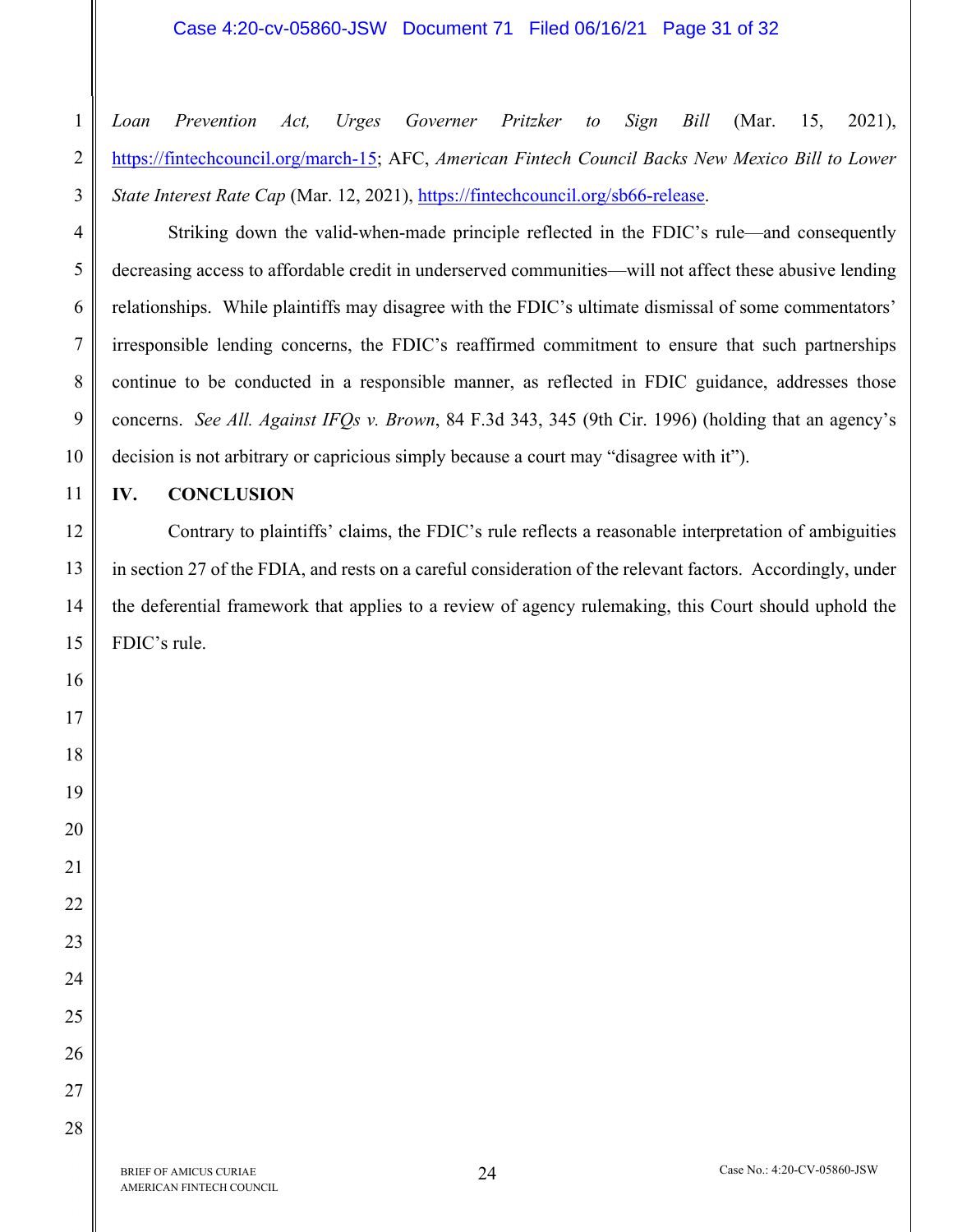*Loan Prevention Act, Urges Governer Pritzker to Sign Bill* (Mar. 15, 2021), https://fintechcouncil.org/march-15; AFC, *American Fintech Council Backs New Mexico Bill to Lower State Interest Rate Cap* (Mar. 12, 2021), https://fintechcouncil.org/sb66-release.

Striking down the valid-when-made principle reflected in the FDIC's rule—and consequently decreasing access to affordable credit in underserved communities—will not affect these abusive lending relationships. While plaintiffs may disagree with the FDIC's ultimate dismissal of some commentators' irresponsible lending concerns, the FDIC's reaffirmed commitment to ensure that such partnerships continue to be conducted in a responsible manner, as reflected in FDIC guidance, addresses those concerns. *See All. Against IFQs v. Brown*, 84 F.3d 343, 345 (9th Cir. 1996) (holding that an agency's decision is not arbitrary or capricious simply because a court may "disagree with it").

## IV. CONCLUSION

Contrary to plaintiffs' claims, the FDIC's rule reflects a reasonable interpretation of ambiguities in section 27 of the FDIA, and rests on a careful consideration of the relevant factors. Accordingly, under the deferential framework that applies to a review of agency rulemaking, this Court should uphold the FDIC's rule.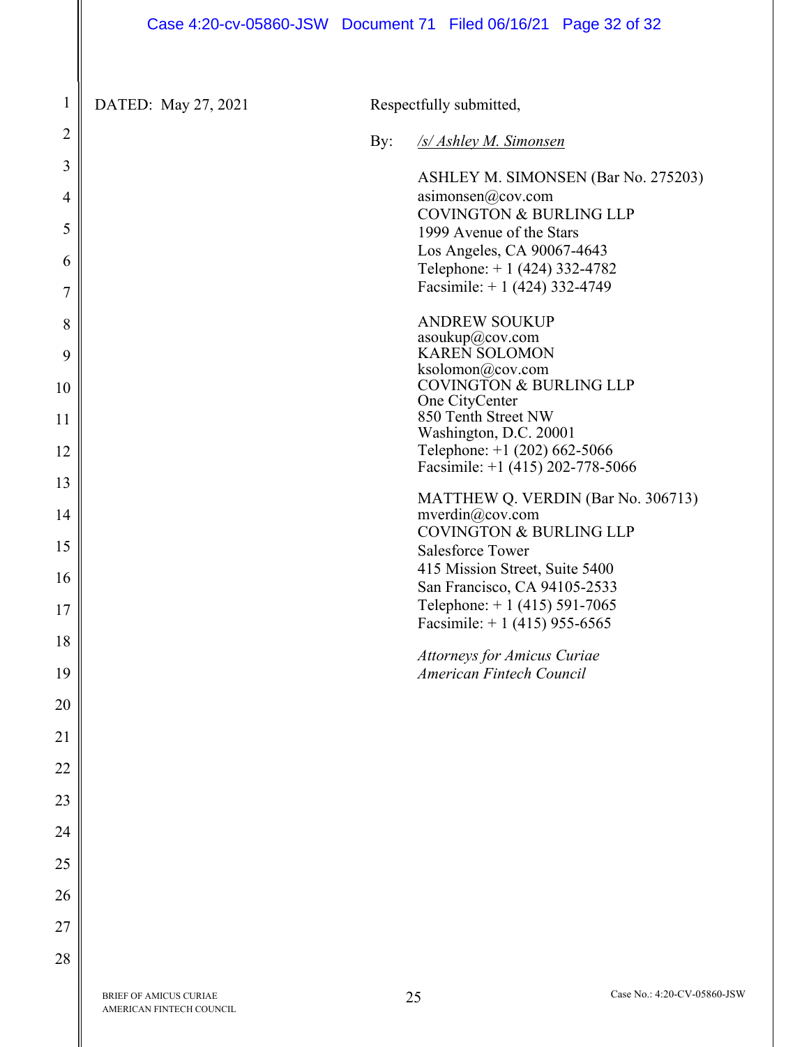DATED: May 27, 2021

Respectfully submitted,

By: */s/ Ashley M. Simonsen*

ASHLEY M. SIMONSEN (Bar No. 275203)
asimonsen@cov.com
COVINGTON & BURLING LLP
1999 Avenue of the Stars
Los Angeles, CA 90067-4643
Telephone: + 1 (424) 332-4782
Facsimile: + 1 (424) 332-4749

ANDREW SOUKUP
asoukup@cov.com
KAREN SOLOMON
ksolomon@cov.com
COVINGTON & BURLING LLP
One CityCenter
850 Tenth Street NW
Washington, D.C. 20001
Telephone: +1 (202) 662-5066
Facsimile: +1 (415) 202-778-5066

MATTHEW Q. VERDIN (Bar No. 306713)
mverdin@cov.com
COVINGTON & BURLING LLP
Salesforce Tower
415 Mission Street, Suite 5400
San Francisco, CA 94105-2533
Telephone: + 1 (415) 591-7065
Facsimile: + 1 (415) 955-6565

*Attorneys for Amicus Curiae*
*American Fintech Council*